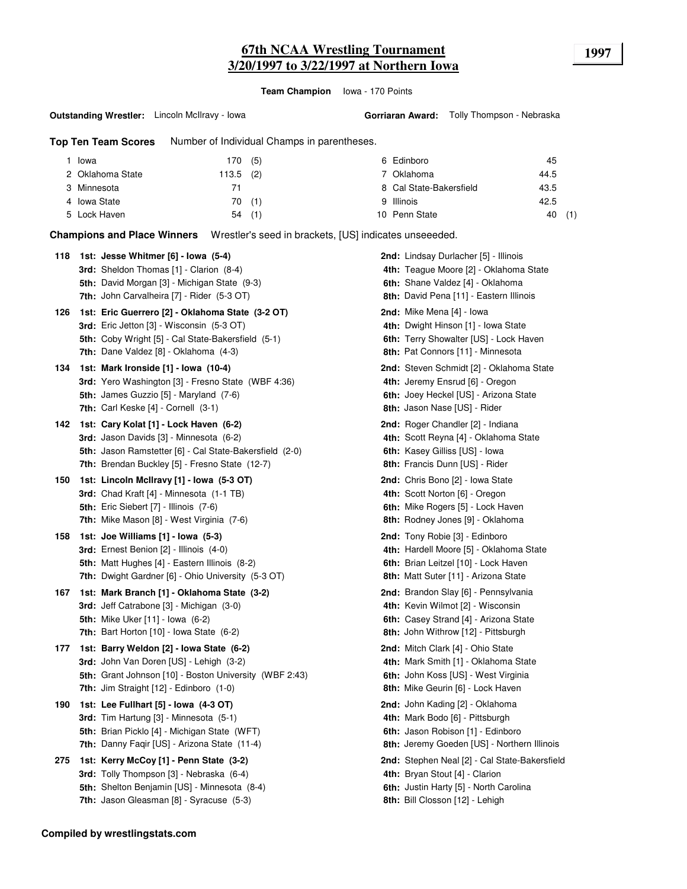# 67th NCAA Wrestling Tournament
# 3/20/1997 to 3/22/1997 at Northern Iowa

**1997**

**Team Champion** Iowa - 170 Points

**Outstanding Wrestler:** Lincoln McIlravy - Iowa

**Gorriaran Award:** Tolly Thompson - Nebraska

**Top Ten Team Scores** Number of Individual Champs in parentheses.

| Rank | Team | Points | Champs |
|---|---|---|---|
| 1 | Iowa | 170 | (5) |
| 2 | Oklahoma State | 113.5 | (2) |
| 3 | Minnesota | 71 | |
| 4 | Iowa State | 70 | (1) |
| 5 | Lock Haven | 54 | (1) |
| 6 | Edinboro | 45 | |
| 7 | Oklahoma | 44.5 | |
| 8 | Cal State-Bakersfield | 43.5 | |
| 9 | Illinois | 42.5 | |
| 10 | Penn State | 40 | (1) |

**Champions and Place Winners** Wrestler's seed in brackets, [US] indicates unseeeded.

**118**
- **1st: Jesse Whitmer [6] - Iowa (5-4)**
- **2nd:** Lindsay Durlacher [5] - Illinois
- **3rd:** Sheldon Thomas [1] - Clarion (8-4)
- **4th:** Teague Moore [2] - Oklahoma State
- **5th:** David Morgan [3] - Michigan State (9-3)
- **6th:** Shane Valdez [4] - Oklahoma
- **7th:** John Carvalheira [7] - Rider (5-3 OT)
- **8th:** David Pena [11] - Eastern Illinois

**126**
- **1st: Eric Guerrero [2] - Oklahoma State (3-2 OT)**
- **2nd:** Mike Mena [4] - Iowa
- **3rd:** Eric Jetton [3] - Wisconsin (5-3 OT)
- **4th:** Dwight Hinson [1] - Iowa State
- **5th:** Coby Wright [5] - Cal State-Bakersfield (5-1)
- **6th:** Terry Showalter [US] - Lock Haven
- **7th:** Dane Valdez [8] - Oklahoma (4-3)
- **8th:** Pat Connors [11] - Minnesota

**134**
- **1st: Mark Ironside [1] - Iowa (10-4)**
- **2nd:** Steven Schmidt [2] - Oklahoma State
- **3rd:** Yero Washington [3] - Fresno State (WBF 4:36)
- **4th:** Jeremy Ensrud [6] - Oregon
- **5th:** James Guzzio [5] - Maryland (7-6)
- **6th:** Joey Heckel [US] - Arizona State
- **7th:** Carl Keske [4] - Cornell (3-1)
- **8th:** Jason Nase [US] - Rider

**142**
- **1st: Cary Kolat [1] - Lock Haven (6-2)**
- **2nd:** Roger Chandler [2] - Indiana
- **3rd:** Jason Davids [3] - Minnesota (6-2)
- **4th:** Scott Reyna [4] - Oklahoma State
- **5th:** Jason Ramstetter [6] - Cal State-Bakersfield (2-0)
- **6th:** Kasey Gilliss [US] - Iowa
- **7th:** Brendan Buckley [5] - Fresno State (12-7)
- **8th:** Francis Dunn [US] - Rider

**150**
- **1st: Lincoln McIlravy [1] - Iowa (5-3 OT)**
- **2nd:** Chris Bono [2] - Iowa State
- **3rd:** Chad Kraft [4] - Minnesota (1-1 TB)
- **4th:** Scott Norton [6] - Oregon
- **5th:** Eric Siebert [7] - Illinois (7-6)
- **6th:** Mike Rogers [5] - Lock Haven
- **7th:** Mike Mason [8] - West Virginia (7-6)
- **8th:** Rodney Jones [9] - Oklahoma

**158**
- **1st: Joe Williams [1] - Iowa (5-3)**
- **2nd:** Tony Robie [3] - Edinboro
- **3rd:** Ernest Benion [2] - Illinois (4-0)
- **4th:** Hardell Moore [5] - Oklahoma State
- **5th:** Matt Hughes [4] - Eastern Illinois (8-2)
- **6th:** Brian Leitzel [10] - Lock Haven
- **7th:** Dwight Gardner [6] - Ohio University (5-3 OT)
- **8th:** Matt Suter [11] - Arizona State

**167**
- **1st: Mark Branch [1] - Oklahoma State (3-2)**
- **2nd:** Brandon Slay [6] - Pennsylvania
- **3rd:** Jeff Catrabone [3] - Michigan (3-0)
- **4th:** Kevin Wilmot [2] - Wisconsin
- **5th:** Mike Uker [11] - Iowa (6-2)
- **6th:** Casey Strand [4] - Arizona State
- **7th:** Bart Horton [10] - Iowa State (6-2)
- **8th:** John Withrow [12] - Pittsburgh

**177**
- **1st: Barry Weldon [2] - Iowa State (6-2)**
- **2nd:** Mitch Clark [4] - Ohio State
- **3rd:** John Van Doren [US] - Lehigh (3-2)
- **4th:** Mark Smith [1] - Oklahoma State
- **5th:** Grant Johnson [10] - Boston University (WBF 2:43)
- **6th:** John Koss [US] - West Virginia
- **7th:** Jim Straight [12] - Edinboro (1-0)
- **8th:** Mike Geurin [6] - Lock Haven

**190**
- **1st: Lee Fullhart [5] - Iowa (4-3 OT)**
- **2nd:** John Kading [2] - Oklahoma
- **3rd:** Tim Hartung [3] - Minnesota (5-1)
- **4th:** Mark Bodo [6] - Pittsburgh
- **5th:** Brian Picklo [4] - Michigan State (WFT)
- **6th:** Jason Robison [1] - Edinboro
- **7th:** Danny Faqir [US] - Arizona State (11-4)
- **8th:** Jeremy Goeden [US] - Northern Illinois

**275**
- **1st: Kerry McCoy [1] - Penn State (3-2)**
- **2nd:** Stephen Neal [2] - Cal State-Bakersfield
- **3rd:** Tolly Thompson [3] - Nebraska (6-4)
- **4th:** Bryan Stout [4] - Clarion
- **5th:** Shelton Benjamin [US] - Minnesota (8-4)
- **6th:** Justin Harty [5] - North Carolina
- **7th:** Jason Gleasman [8] - Syracuse (5-3)
- **8th:** Bill Closson [12] - Lehigh

**Compiled by wrestlingstats.com**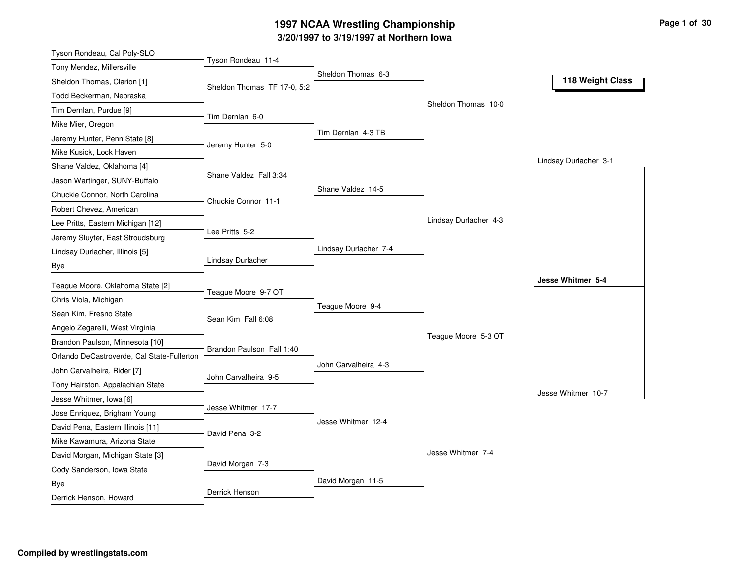# 1997 NCAA Wrestling Championship

## 3/20/1997 to 3/19/1997 at Northern Iowa

### 118 Weight Class

**First Round**

- Tyson Rondeau, Cal Poly-SLO vs. Tony Mendez, Millersville — Tyson Rondeau 11-4
- Sheldon Thomas, Clarion [1] vs. Todd Beckerman, Nebraska — Sheldon Thomas TF 17-0, 5:2
- Tim Dernlan, Purdue [9] vs. Mike Mier, Oregon — Tim Dernlan 6-0
- Jeremy Hunter, Penn State [8] vs. Mike Kusick, Lock Haven — Jeremy Hunter 5-0
- Shane Valdez, Oklahoma [4] vs. Jason Wartinger, SUNY-Buffalo — Shane Valdez Fall 3:34
- Chuckie Connor, North Carolina vs. Robert Chevez, American — Chuckie Connor 11-1
- Lee Pritts, Eastern Michigan [12] vs. Jeremy Sluyter, East Stroudsburg — Lee Pritts 5-2
- Lindsay Durlacher, Illinois [5] vs. Bye — Lindsay Durlacher
- Teague Moore, Oklahoma State [2] vs. Chris Viola, Michigan — Teague Moore 9-7 OT
- Sean Kim, Fresno State vs. Angelo Zegarelli, West Virginia — Sean Kim Fall 6:08
- Brandon Paulson, Minnesota [10] vs. Orlando DeCastroverde, Cal State-Fullerton — Brandon Paulson Fall 1:40
- John Carvalheira, Rider [7] vs. Tony Hairston, Appalachian State — John Carvalheira 9-5
- Jesse Whitmer, Iowa [6] vs. Jose Enriquez, Brigham Young — Jesse Whitmer 17-7
- David Pena, Eastern Illinois [11] vs. Mike Kawamura, Arizona State — David Pena 3-2
- David Morgan, Michigan State [3] vs. Cody Sanderson, Iowa State — David Morgan 7-3
- Bye vs. Derrick Henson, Howard — Derrick Henson

**Second Round**

- Sheldon Thomas 6-3
- Tim Dernlan 4-3 TB
- Shane Valdez 14-5
- Lindsay Durlacher 7-4
- Teague Moore 9-4
- John Carvalheira 4-3
- Jesse Whitmer 12-4
- David Morgan 11-5

**Quarterfinals**

- Sheldon Thomas 10-0
- Lindsay Durlacher 4-3
- Teague Moore 5-3 OT
- Jesse Whitmer 7-4

**Semifinals**

- Lindsay Durlacher 3-1
- Jesse Whitmer 10-7

**Champion**

- **Jesse Whitmer 5-4**

**Compiled by wrestlingstats.com**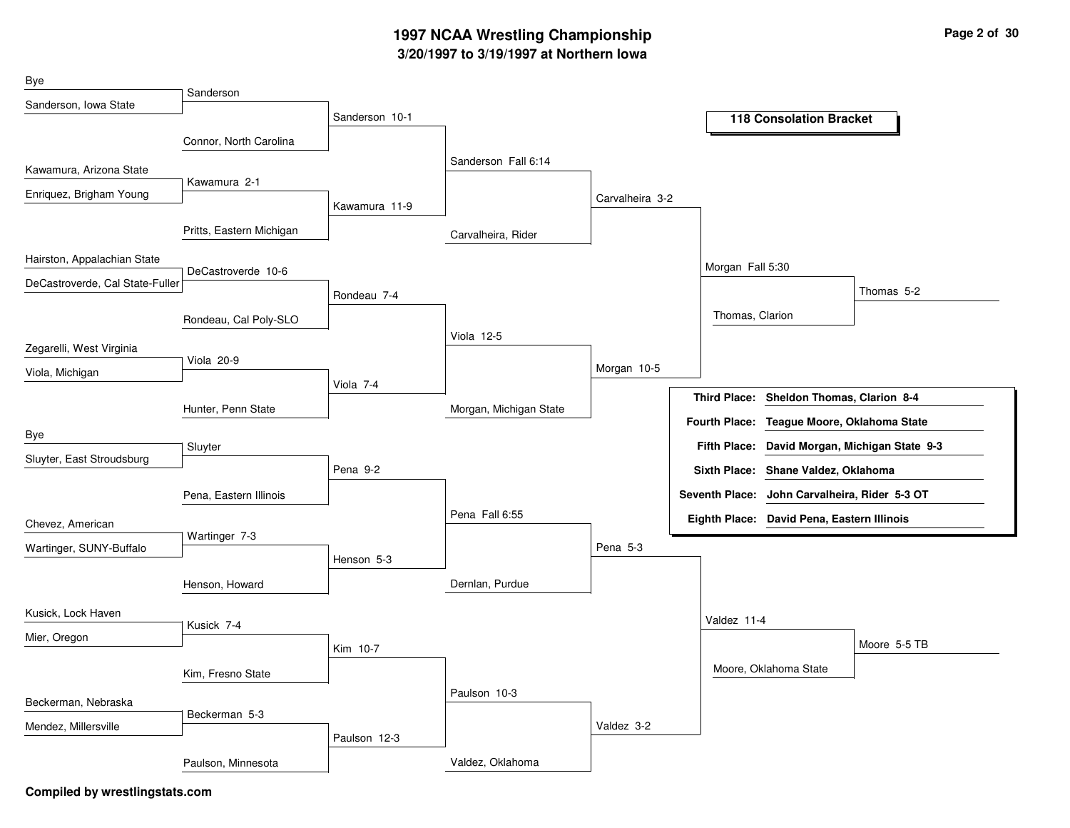# 1997 NCAA Wrestling Championship

## 3/20/1997 to 3/19/1997 at Northern Iowa

### 118 Consolation Bracket

**Round 1**

| Wrestlers | Winner |
| --- | --- |
| Bye / Sanderson, Iowa State | Sanderson |
| Kawamura, Arizona State / Enriquez, Brigham Young | Kawamura 2-1 |
| Hairston, Appalachian State / DeCastroverde, Cal State-Fuller | DeCastroverde 10-6 |
| Zegarelli, West Virginia / Viola, Michigan | Viola 20-9 |
| Bye / Sluyter, East Stroudsburg | Sluyter |
| Chevez, American / Wartinger, SUNY-Buffalo | Wartinger 7-3 |
| Kusick, Lock Haven / Mier, Oregon | Kusick 7-4 |
| Beckerman, Nebraska / Mendez, Millersville | Beckerman 5-3 |

**Round 2**

| Wrestlers | Winner |
| --- | --- |
| Sanderson / Connor, North Carolina | Sanderson 10-1 |
| Kawamura / Pritts, Eastern Michigan | Kawamura 11-9 |
| DeCastroverde / Rondeau, Cal Poly-SLO | Rondeau 7-4 |
| Viola / Hunter, Penn State | Viola 7-4 |
| Sluyter / Pena, Eastern Illinois | Pena 9-2 |
| Wartinger / Henson, Howard | Henson 5-3 |
| Kusick / Kim, Fresno State | Kim 10-7 |
| Beckerman / Paulson, Minnesota | Paulson 12-3 |

**Round 3**

| Wrestlers | Winner |
| --- | --- |
| Sanderson / Kawamura | Sanderson Fall 6:14 |
| Rondeau / Viola | Viola 12-5 |
| Pena / Henson | Pena Fall 6:55 |
| Kim / Paulson | Paulson 10-3 |

**Round 4**

| Wrestlers | Winner |
| --- | --- |
| Sanderson / Carvalheira, Rider | Carvalheira 3-2 |
| Viola / Morgan, Michigan State | Morgan 10-5 |
| Pena / Dernlan, Purdue | Pena 5-3 |
| Paulson / Valdez, Oklahoma | Valdez 3-2 |

**Round 5**

| Wrestlers | Winner |
| --- | --- |
| Carvalheira / Morgan | Morgan Fall 5:30 |
| Pena / Valdez | Valdez 11-4 |

**Round 6**

| Wrestlers | Winner |
| --- | --- |
| Morgan / Thomas, Clarion | Thomas 5-2 |
| Valdez / Moore, Oklahoma State | Moore 5-5 TB |

**Placings**

| Place | Wrestler |
| --- | --- |
| Third Place: | Sheldon Thomas, Clarion 8-4 |
| Fourth Place: | Teague Moore, Oklahoma State |
| Fifth Place: | David Morgan, Michigan State 9-3 |
| Sixth Place: | Shane Valdez, Oklahoma |
| Seventh Place: | John Carvalheira, Rider 5-3 OT |
| Eighth Place: | David Pena, Eastern Illinois |

**Compiled by wrestlingstats.com**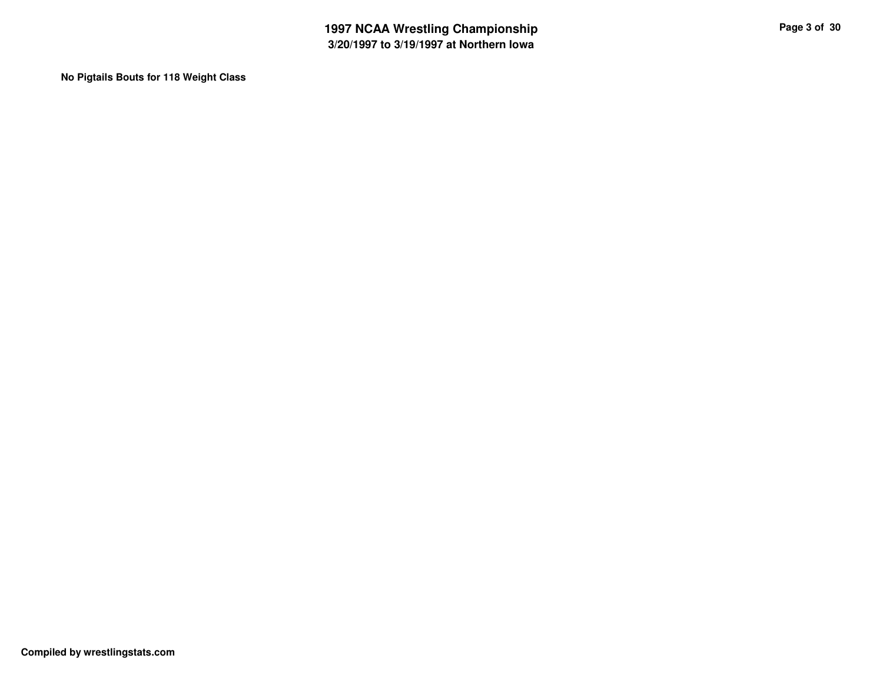**No Pigtails Bouts for 118 Weight Class**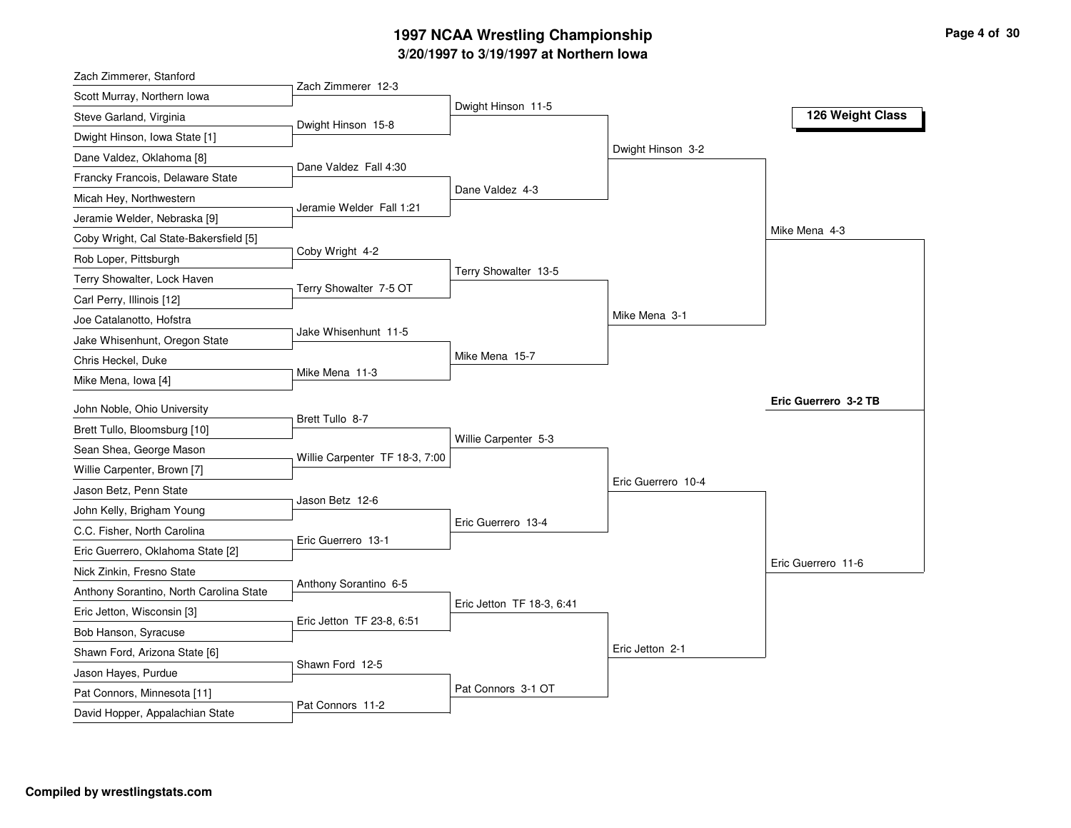# 1997 NCAA Wrestling Championship

## 3/20/1997 to 3/19/1997 at Northern Iowa

### 126 Weight Class

**First Round**

- Zach Zimmerer, Stanford vs. Scott Murray, Northern Iowa — Zach Zimmerer 12-3
- Steve Garland, Virginia vs. Dwight Hinson, Iowa State [1] — Dwight Hinson 15-8
- Dane Valdez, Oklahoma [8] vs. Francky Francois, Delaware State — Dane Valdez Fall 4:30
- Micah Hey, Northwestern vs. Jeramie Welder, Nebraska [9] — Jeramie Welder Fall 1:21
- Coby Wright, Cal State-Bakersfield [5] vs. Rob Loper, Pittsburgh — Coby Wright 4-2
- Terry Showalter, Lock Haven vs. Carl Perry, Illinois [12] — Terry Showalter 7-5 OT
- Joe Catalanotto, Hofstra vs. Jake Whisenhunt, Oregon State — Jake Whisenhunt 11-5
- Chris Heckel, Duke vs. Mike Mena, Iowa [4] — Mike Mena 11-3
- John Noble, Ohio University vs. Brett Tullo, Bloomsburg [10] — Brett Tullo 8-7
- Sean Shea, George Mason vs. Willie Carpenter, Brown [7] — Willie Carpenter TF 18-3, 7:00
- Jason Betz, Penn State vs. John Kelly, Brigham Young — Jason Betz 12-6
- C.C. Fisher, North Carolina vs. Eric Guerrero, Oklahoma State [2] — Eric Guerrero 13-1
- Nick Zinkin, Fresno State vs. Anthony Sorantino, North Carolina State — Anthony Sorantino 6-5
- Eric Jetton, Wisconsin [3] vs. Bob Hanson, Syracuse — Eric Jetton TF 23-8, 6:51
- Shawn Ford, Arizona State [6] vs. Jason Hayes, Purdue — Shawn Ford 12-5
- Pat Connors, Minnesota [11] vs. David Hopper, Appalachian State — Pat Connors 11-2

**Second Round**

- Dwight Hinson 11-5
- Dane Valdez 4-3
- Terry Showalter 13-5
- Mike Mena 15-7
- Willie Carpenter 5-3
- Eric Guerrero 13-4
- Eric Jetton TF 18-3, 6:41
- Pat Connors 3-1 OT

**Quarterfinals**

- Dwight Hinson 3-2
- Mike Mena 3-1
- Eric Guerrero 10-4
- Eric Jetton 2-1

**Semifinals**

- Mike Mena 4-3
- Eric Guerrero 11-6

**Final**

- **Eric Guerrero 3-2 TB**

**Compiled by wrestlingstats.com**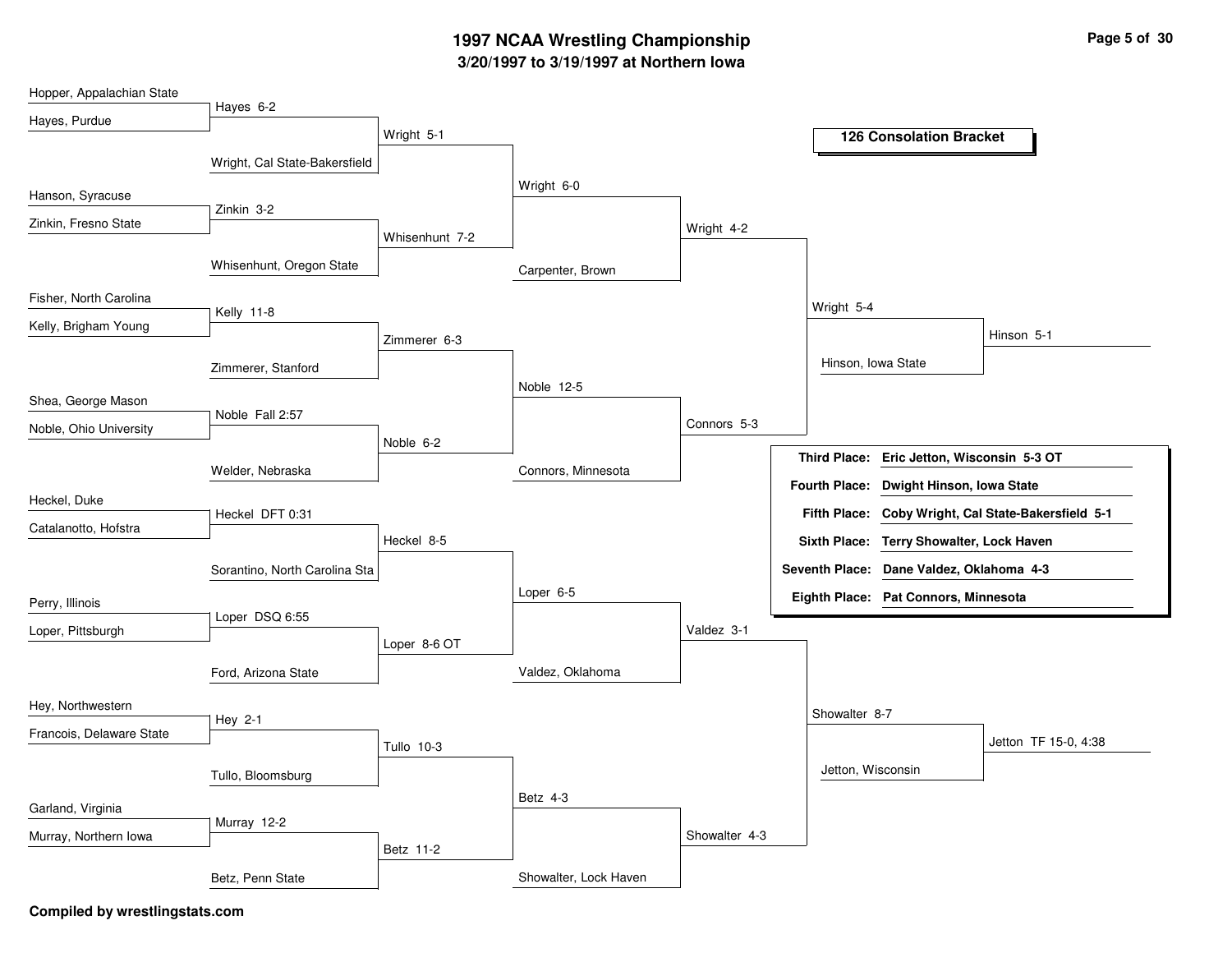# 1997 NCAA Wrestling Championship

**3/20/1997 to 3/19/1997 at Northern Iowa**

## 126 Consolation Bracket

### Round 1 / Round 2

| Wrestlers | Result | Next Opponent | Result |
|---|---|---|---|
| Hopper, Appalachian State vs. Hayes, Purdue | Hayes 6-2 | Wright, Cal State-Bakersfield | Wright 5-1 |
| Hanson, Syracuse vs. Zinkin, Fresno State | Zinkin 3-2 | Whisenhunt, Oregon State | Whisenhunt 7-2 |
| Fisher, North Carolina vs. Kelly, Brigham Young | Kelly 11-8 | Zimmerer, Stanford | Zimmerer 6-3 |
| Shea, George Mason vs. Noble, Ohio University | Noble Fall 2:57 | Welder, Nebraska | Noble 6-2 |
| Heckel, Duke vs. Catalanotto, Hofstra | Heckel DFT 0:31 | Sorantino, North Carolina Sta | Heckel 8-5 |
| Perry, Illinois vs. Loper, Pittsburgh | Loper DSQ 6:55 | Ford, Arizona State | Loper 8-6 OT |
| Hey, Northwestern vs. Francois, Delaware State | Hey 2-1 | Tullo, Bloomsburg | Tullo 10-3 |
| Garland, Virginia vs. Murray, Northern Iowa | Murray 12-2 | Betz, Penn State | Betz 11-2 |

### Round 3

| Match | Result |
|---|---|
| Wright vs. Whisenhunt | Wright 6-0 |
| Zimmerer vs. Noble | Noble 12-5 |
| Heckel vs. Loper | Loper 6-5 |
| Tullo vs. Betz | Betz 4-3 |

### Round 4

| Match | Result |
|---|---|
| Wright vs. Carpenter, Brown | Wright 4-2 |
| Noble vs. Connors, Minnesota | Connors 5-3 |
| Loper vs. Valdez, Oklahoma | Valdez 3-1 |
| Betz vs. Showalter, Lock Haven | Showalter 4-3 |

### Round 5

| Match | Result |
|---|---|
| Wright vs. Connors | Wright 5-4 |
| Valdez vs. Showalter | Showalter 8-7 |

### Round 6

| Match | Result |
|---|---|
| Wright vs. Hinson, Iowa State | Hinson 5-1 |
| Showalter vs. Jetton, Wisconsin | Jetton TF 15-0, 4:38 |

### Final Placements

| Place | Wrestler |
|---|---|
| Third Place: | Eric Jetton, Wisconsin 5-3 OT |
| Fourth Place: | Dwight Hinson, Iowa State |
| Fifth Place: | Coby Wright, Cal State-Bakersfield 5-1 |
| Sixth Place: | Terry Showalter, Lock Haven |
| Seventh Place: | Dane Valdez, Oklahoma 4-3 |
| Eighth Place: | Pat Connors, Minnesota |

**Compiled by wrestlingstats.com**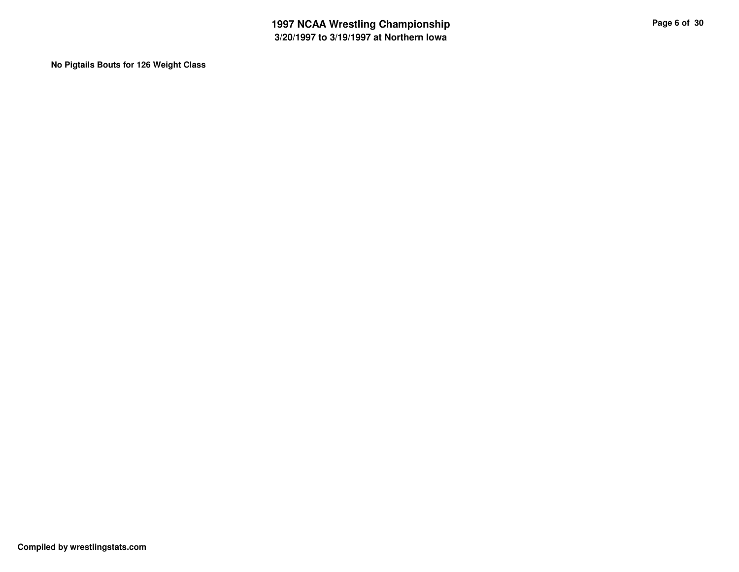**No Pigtails Bouts for 126 Weight Class**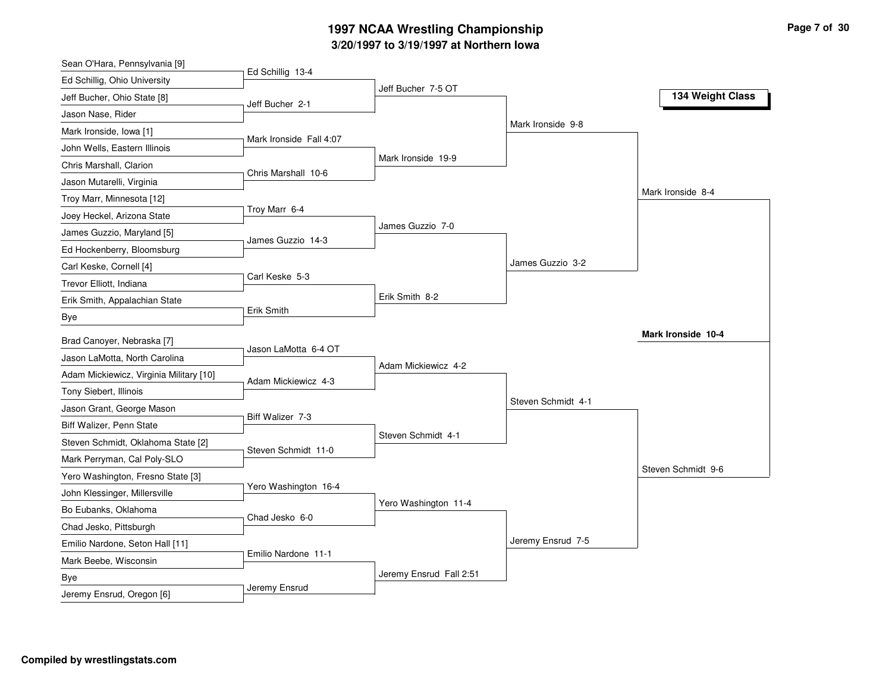# 1997 NCAA Wrestling Championship

## 3/20/1997 to 3/19/1997 at Northern Iowa

### 134 Weight Class

| First Round | Second Round | Quarterfinals | Semifinals | Final |
|---|---|---|---|---|
| Sean O'Hara, Pennsylvania [9] vs. Ed Schillig, Ohio University | Ed Schillig 13-4 | | | |
| Jeff Bucher, Ohio State [8] vs. Jason Nase, Rider | Jeff Bucher 2-1 | Jeff Bucher 7-5 OT | | |
| Mark Ironside, Iowa [1] vs. John Wells, Eastern Illinois | Mark Ironside Fall 4:07 | | | |
| Chris Marshall, Clarion vs. Jason Mutarelli, Virginia | Chris Marshall 10-6 | Mark Ironside 19-9 | Mark Ironside 9-8 | |
| Troy Marr, Minnesota [12] vs. Joey Heckel, Arizona State | Troy Marr 6-4 | | | |
| James Guzzio, Maryland [5] vs. Ed Hockenberry, Bloomsburg | James Guzzio 14-3 | James Guzzio 7-0 | | |
| Carl Keske, Cornell [4] vs. Trevor Elliott, Indiana | Carl Keske 5-3 | | | |
| Erik Smith, Appalachian State vs. Bye | Erik Smith | Erik Smith 8-2 | James Guzzio 3-2 | Mark Ironside 8-4 |
| Brad Canoyer, Nebraska [7] vs. Jason LaMotta, North Carolina | Jason LaMotta 6-4 OT | | | |
| Adam Mickiewicz, Virginia Military [10] vs. Tony Siebert, Illinois | Adam Mickiewicz 4-3 | Adam Mickiewicz 4-2 | | |
| Jason Grant, George Mason vs. Biff Walizer, Penn State | Biff Walizer 7-3 | | | |
| Steven Schmidt, Oklahoma State [2] vs. Mark Perryman, Cal Poly-SLO | Steven Schmidt 11-0 | Steven Schmidt 4-1 | Steven Schmidt 4-1 | |
| Yero Washington, Fresno State [3] vs. John Klessinger, Millersville | Yero Washington 16-4 | | | |
| Bo Eubanks, Oklahoma vs. Chad Jesko, Pittsburgh | Chad Jesko 6-0 | Yero Washington 11-4 | | |
| Emilio Nardone, Seton Hall [11] vs. Mark Beebe, Wisconsin | Emilio Nardone 11-1 | | | |
| Bye vs. Jeremy Ensrud, Oregon [6] | Jeremy Ensrud | Jeremy Ensrud Fall 2:51 | Jeremy Ensrud 7-5 | Steven Schmidt 9-6 |

**Champion: Mark Ironside 10-4**

Compiled by wrestlingstats.com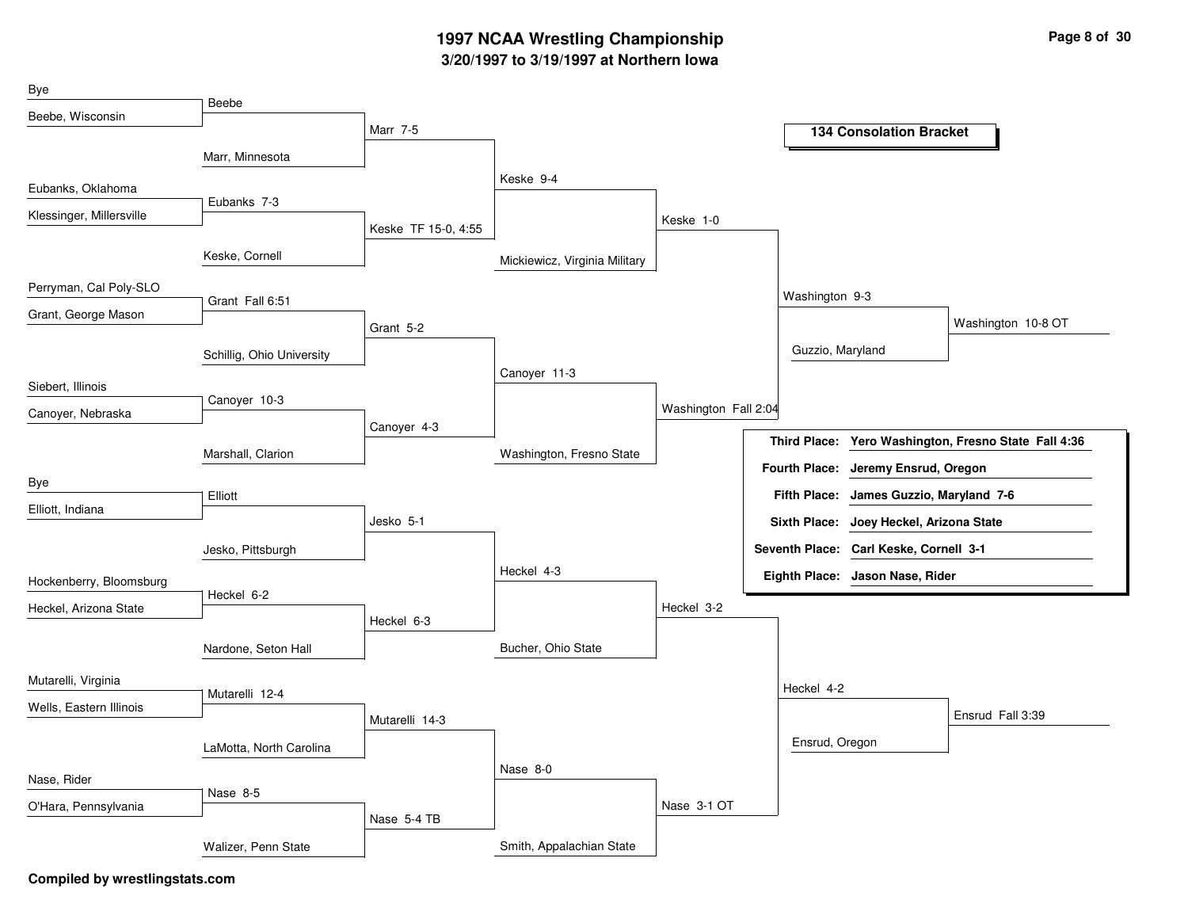# 1997 NCAA Wrestling Championship

## 3/20/1997 to 3/19/1997 at Northern Iowa

### 134 Consolation Bracket

**Round 1**

| Wrestler 1 | Wrestler 2 | Result |
|---|---|---|
| Bye | Beebe, Wisconsin | Beebe |
| Eubanks, Oklahoma | Klessinger, Millersville | Eubanks 7-3 |
| Perryman, Cal Poly-SLO | Grant, George Mason | Grant Fall 6:51 |
| Siebert, Illinois | Canoyer, Nebraska | Canoyer 10-3 |
| Bye | Elliott, Indiana | Elliott |
| Hockenberry, Bloomsburg | Heckel, Arizona State | Heckel 6-2 |
| Mutarelli, Virginia | Wells, Eastern Illinois | Mutarelli 12-4 |
| Nase, Rider | O'Hara, Pennsylvania | Nase 8-5 |

**Round 2**

| Wrestler 1 | Wrestler 2 | Result |
|---|---|---|
| Beebe | Marr, Minnesota | Marr 7-5 |
| Eubanks | Keske, Cornell | Keske TF 15-0, 4:55 |
| Grant | Schillig, Ohio University | Grant 5-2 |
| Canoyer | Marshall, Clarion | Canoyer 4-3 |
| Elliott | Jesko, Pittsburgh | Jesko 5-1 |
| Heckel | Nardone, Seton Hall | Heckel 6-3 |
| Mutarelli | LaMotta, North Carolina | Mutarelli 14-3 |
| Nase | Walizer, Penn State | Nase 5-4 TB |

**Round 3**

| Wrestler 1 | Wrestler 2 | Result |
|---|---|---|
| Marr | Keske | Keske 9-4 |
| Grant | Canoyer | Canoyer 11-3 |
| Jesko | Heckel | Heckel 4-3 |
| Mutarelli | Nase | Nase 8-0 |

**Round 4**

| Wrestler 1 | Wrestler 2 | Result |
|---|---|---|
| Keske | Mickiewicz, Virginia Military | Keske 1-0 |
| Canoyer | Washington, Fresno State | Washington Fall 2:04 |
| Heckel | Bucher, Ohio State | Heckel 3-2 |
| Nase | Smith, Appalachian State | Nase 3-1 OT |

**Round 5**

| Wrestler 1 | Wrestler 2 | Result |
|---|---|---|
| Keske | Washington | Washington 9-3 |
| Heckel | Nase | Heckel 4-2 |

**Round 6**

| Wrestler 1 | Wrestler 2 | Result |
|---|---|---|
| Washington | Guzzio, Maryland | Washington 10-8 OT |
| Heckel | Ensrud, Oregon | Ensrud Fall 3:39 |

**Placings**

| Place | Wrestler |
|---|---|
| Third Place: | Yero Washington, Fresno State Fall 4:36 |
| Fourth Place: | Jeremy Ensrud, Oregon |
| Fifth Place: | James Guzzio, Maryland 7-6 |
| Sixth Place: | Joey Heckel, Arizona State |
| Seventh Place: | Carl Keske, Cornell 3-1 |
| Eighth Place: | Jason Nase, Rider |

**Compiled by wrestlingstats.com**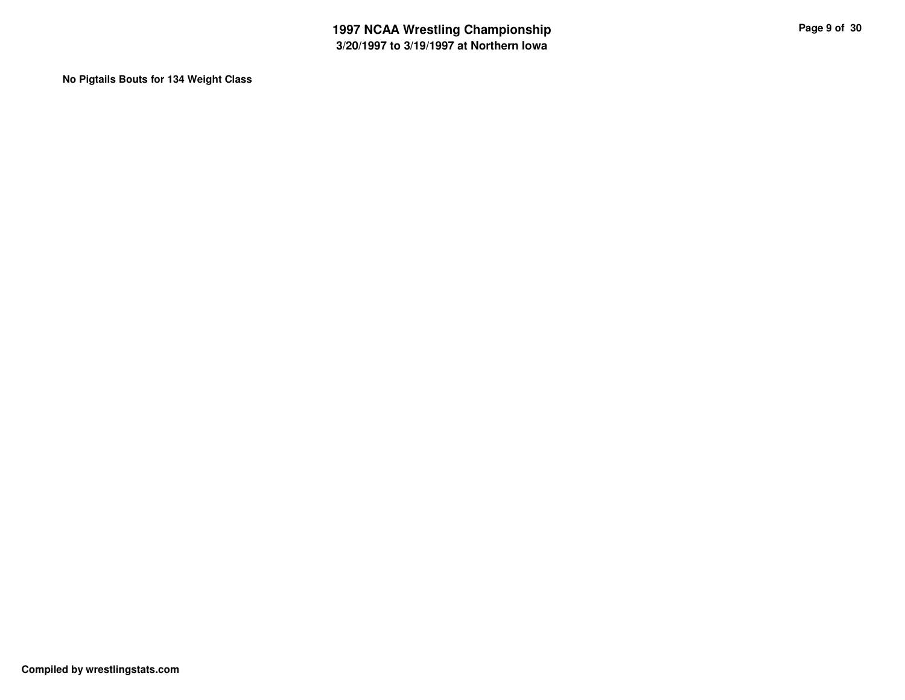**No Pigtails Bouts for 134 Weight Class**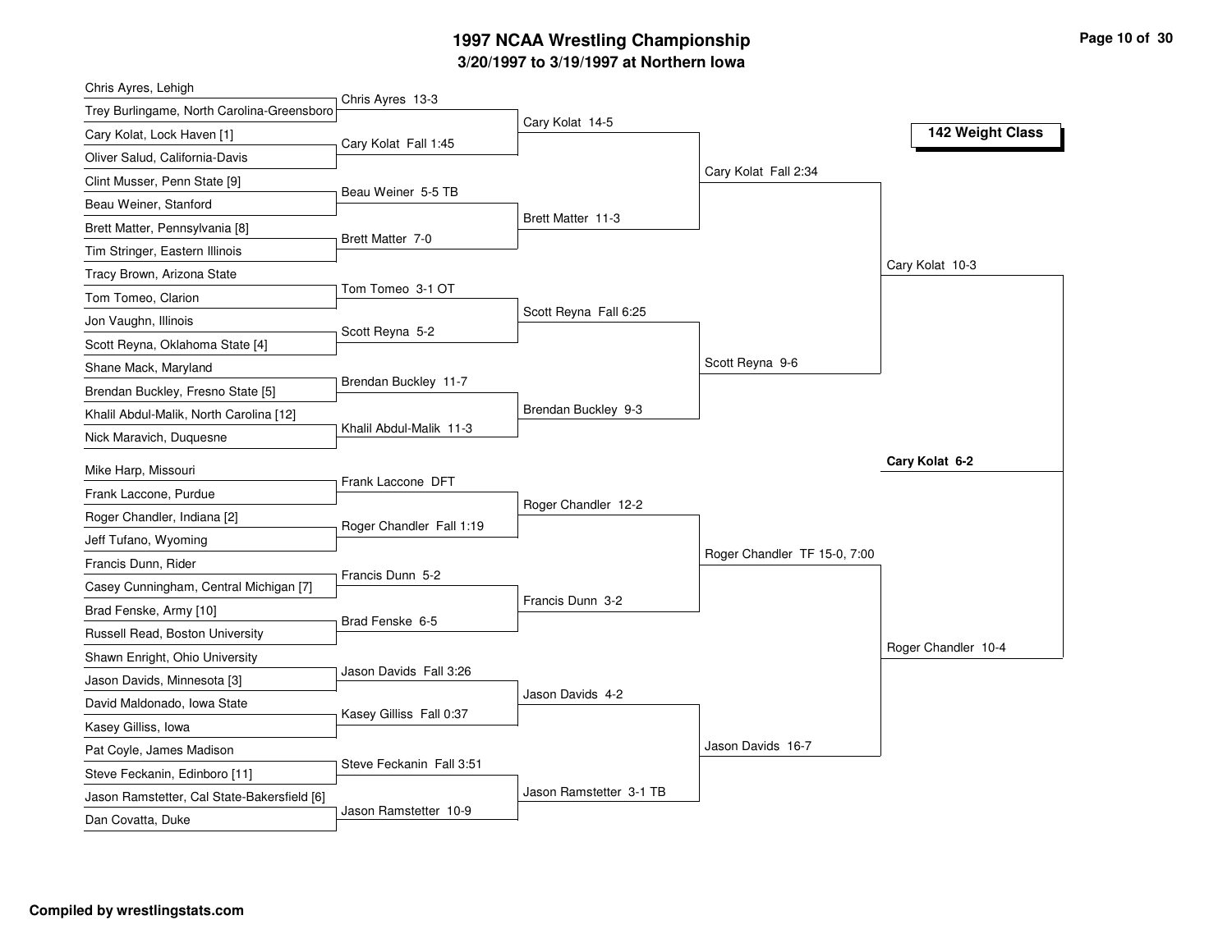# 1997 NCAA Wrestling Championship

## 3/20/1997 to 3/19/1997 at Northern Iowa

### 142 Weight Class

**First Round**

| Wrestler 1 | Wrestler 2 | Result |
|---|---|---|
| Chris Ayres, Lehigh | Trey Burlingame, North Carolina-Greensboro | Chris Ayres 13-3 |
| Cary Kolat, Lock Haven [1] | Oliver Salud, California-Davis | Cary Kolat Fall 1:45 |
| Clint Musser, Penn State [9] | Beau Weiner, Stanford | Beau Weiner 5-5 TB |
| Brett Matter, Pennsylvania [8] | Tim Stringer, Eastern Illinois | Brett Matter 7-0 |
| Tracy Brown, Arizona State | Tom Tomeo, Clarion | Tom Tomeo 3-1 OT |
| Jon Vaughn, Illinois | Scott Reyna, Oklahoma State [4] | Scott Reyna 5-2 |
| Shane Mack, Maryland | Brendan Buckley, Fresno State [5] | Brendan Buckley 11-7 |
| Khalil Abdul-Malik, North Carolina [12] | Nick Maravich, Duquesne | Khalil Abdul-Malik 11-3 |
| Mike Harp, Missouri | Frank Laccone, Purdue | Frank Laccone DFT |
| Roger Chandler, Indiana [2] | Jeff Tufano, Wyoming | Roger Chandler Fall 1:19 |
| Francis Dunn, Rider | Casey Cunningham, Central Michigan [7] | Francis Dunn 5-2 |
| Brad Fenske, Army [10] | Russell Read, Boston University | Brad Fenske 6-5 |
| Shawn Enright, Ohio University | Jason Davids, Minnesota [3] | Jason Davids Fall 3:26 |
| David Maldonado, Iowa State | Kasey Gilliss, Iowa | Kasey Gilliss Fall 0:37 |
| Pat Coyle, James Madison | Steve Feckanin, Edinboro [11] | Steve Feckanin Fall 3:51 |
| Jason Ramstetter, Cal State-Bakersfield [6] | Dan Covatta, Duke | Jason Ramstetter 10-9 |

**Second Round**

| Result |
|---|
| Cary Kolat 14-5 |
| Brett Matter 11-3 |
| Scott Reyna Fall 6:25 |
| Brendan Buckley 9-3 |
| Roger Chandler 12-2 |
| Francis Dunn 3-2 |
| Jason Davids 4-2 |
| Jason Ramstetter 3-1 TB |

**Quarterfinals**

| Result |
|---|
| Cary Kolat Fall 2:34 |
| Scott Reyna 9-6 |
| Roger Chandler TF 15-0, 7:00 |
| Jason Davids 16-7 |

**Semifinals**

| Result |
|---|
| Cary Kolat 10-3 |
| Roger Chandler 10-4 |

**Final**

**Cary Kolat 6-2**

**Compiled by wrestlingstats.com**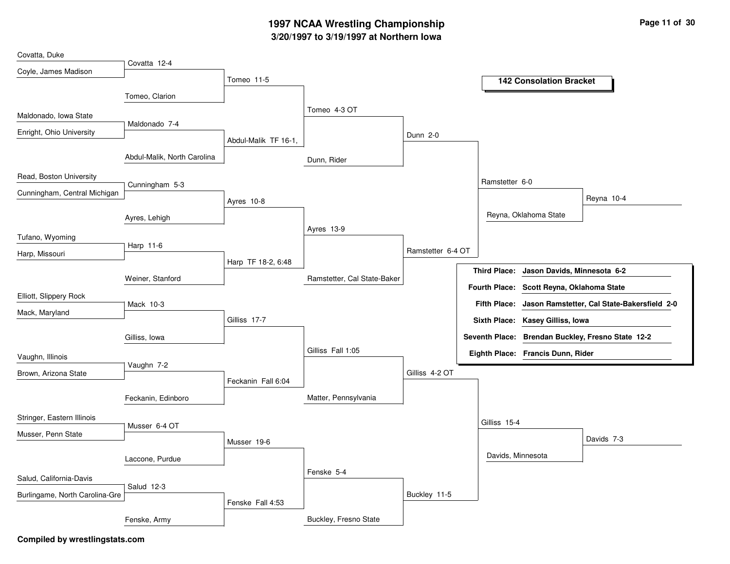# 1997 NCAA Wrestling Championship

## 3/20/1997 to 3/19/1997 at Northern Iowa

### 142 Consolation Bracket

**Round 1**

| Wrestler A | Wrestler B | Result |
|---|---|---|
| Covatta, Duke | Coyle, James Madison | Covatta 12-4 |
| Maldonado, Iowa State | Enright, Ohio University | Maldonado 7-4 |
| Read, Boston University | Cunningham, Central Michigan | Cunningham 5-3 |
| Tufano, Wyoming | Harp, Missouri | Harp 11-6 |
| Elliott, Slippery Rock | Mack, Maryland | Mack 10-3 |
| Vaughn, Illinois | Brown, Arizona State | Vaughn 7-2 |
| Stringer, Eastern Illinois | Musser, Penn State | Musser 6-4 OT |
| Salud, California-Davis | Burlingame, North Carolina-Gre | Salud 12-3 |

**Round 2**

| Wrestler A | Wrestler B | Result |
|---|---|---|
| Covatta | Tomeo, Clarion | Tomeo 11-5 |
| Maldonado | Abdul-Malik, North Carolina | Abdul-Malik TF 16-1, |
| Cunningham | Ayres, Lehigh | Ayres 10-8 |
| Harp | Weiner, Stanford | Harp TF 18-2, 6:48 |
| Mack | Gilliss, Iowa | Gilliss 17-7 |
| Vaughn | Feckanin, Edinboro | Feckanin Fall 6:04 |
| Musser | Laccone, Purdue | Musser 19-6 |
| Salud | Fenske, Army | Fenske Fall 4:53 |

**Round 3**

| Wrestler A | Wrestler B | Result |
|---|---|---|
| Tomeo | Abdul-Malik | Tomeo 4-3 OT |
| Ayres | Harp | Ayres 13-9 |
| Gilliss | Feckanin | Gilliss Fall 1:05 |
| Musser | Fenske | Fenske 5-4 |

**Round 4**

| Wrestler A | Wrestler B | Result |
|---|---|---|
| Tomeo | Dunn, Rider | Dunn 2-0 |
| Ayres | Ramstetter, Cal State-Baker | Ramstetter 6-4 OT |
| Gilliss | Matter, Pennsylvania | Gilliss 4-2 OT |
| Fenske | Buckley, Fresno State | Buckley 11-5 |

**Round 5**

| Wrestler A | Wrestler B | Result |
|---|---|---|
| Dunn | Ramstetter | Ramstetter 6-0 |
| Gilliss | Buckley | Gilliss 15-4 |

**Round 6**

| Wrestler A | Wrestler B | Result |
|---|---|---|
| Ramstetter | Reyna, Oklahoma State | Reyna 10-4 |
| Gilliss | Davids, Minnesota | Davids 7-3 |

| Place | Result |
|---|---|
| **Third Place:** | **Jason Davids, Minnesota 6-2** |
| **Fourth Place:** | **Scott Reyna, Oklahoma State** |
| **Fifth Place:** | **Jason Ramstetter, Cal State-Bakersfield 2-0** |
| **Sixth Place:** | **Kasey Gilliss, Iowa** |
| **Seventh Place:** | **Brendan Buckley, Fresno State 12-2** |
| **Eighth Place:** | **Francis Dunn, Rider** |

**Compiled by wrestlingstats.com**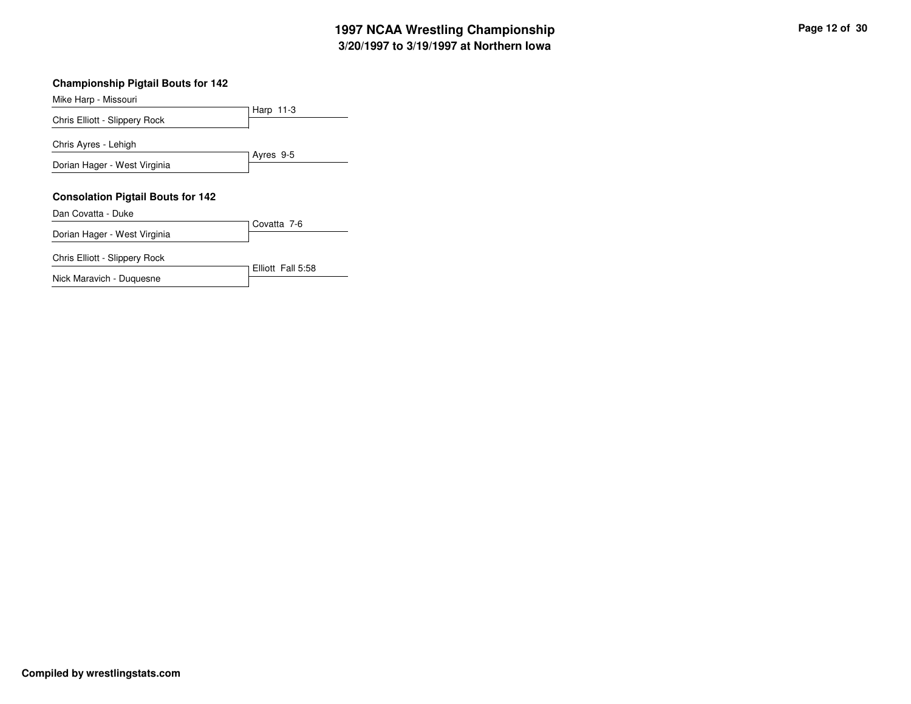# 1997 NCAA Wrestling Championship
## 3/20/1997 to 3/19/1997 at Northern Iowa

### Championship Pigtail Bouts for 142

| Wrestler | Result |
|---|---|
| Mike Harp - Missouri | Harp 11-3 |
| Chris Elliott - Slippery Rock | |
| Chris Ayres - Lehigh | Ayres 9-5 |
| Dorian Hager - West Virginia | |

### Consolation Pigtail Bouts for 142

| Wrestler | Result |
|---|---|
| Dan Covatta - Duke | Covatta 7-6 |
| Dorian Hager - West Virginia | |
| Chris Elliott - Slippery Rock | Elliott Fall 5:58 |
| Nick Maravich - Duquesne | |

**Compiled by wrestlingstats.com**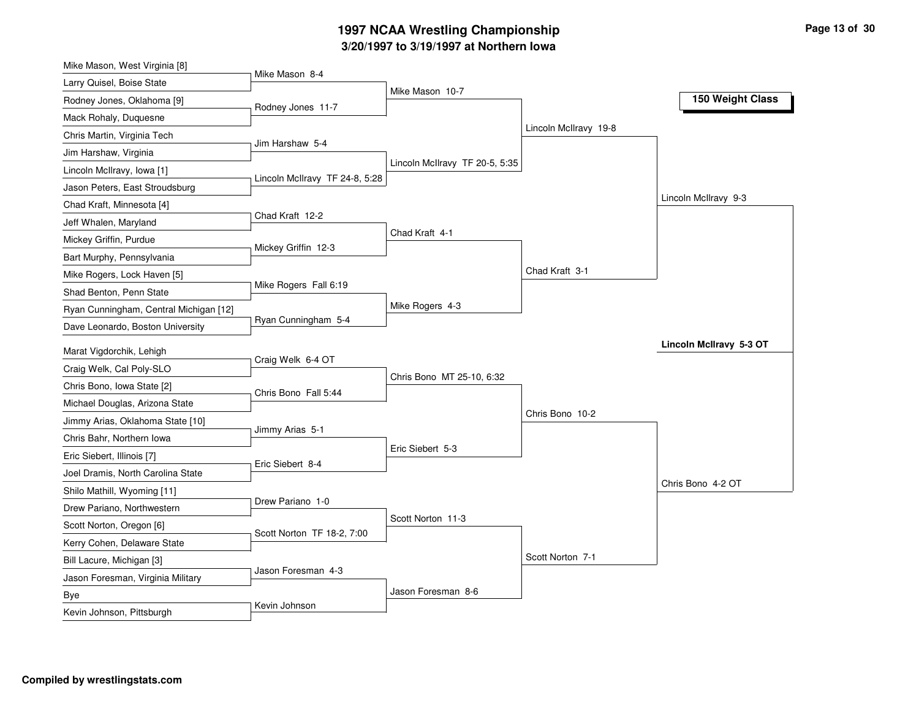# 1997 NCAA Wrestling Championship

## 3/20/1997 to 3/19/1997 at Northern Iowa

### 150 Weight Class

**First Round**

| Wrestler 1 | Wrestler 2 | Winner |
|---|---|---|
| Mike Mason, West Virginia [8] | Larry Quisel, Boise State | Mike Mason 8-4 |
| Rodney Jones, Oklahoma [9] | Mack Rohaly, Duquesne | Rodney Jones 11-7 |
| Chris Martin, Virginia Tech | Jim Harshaw, Virginia | Jim Harshaw 5-4 |
| Lincoln McIlravy, Iowa [1] | Jason Peters, East Stroudsburg | Lincoln McIlravy TF 24-8, 5:28 |
| Chad Kraft, Minnesota [4] | Jeff Whalen, Maryland | Chad Kraft 12-2 |
| Mickey Griffin, Purdue | Bart Murphy, Pennsylvania | Mickey Griffin 12-3 |
| Mike Rogers, Lock Haven [5] | Shad Benton, Penn State | Mike Rogers Fall 6:19 |
| Ryan Cunningham, Central Michigan [12] | Dave Leonardo, Boston University | Ryan Cunningham 5-4 |
| Marat Vigdorchik, Lehigh | Craig Welk, Cal Poly-SLO | Craig Welk 6-4 OT |
| Chris Bono, Iowa State [2] | Michael Douglas, Arizona State | Chris Bono Fall 5:44 |
| Jimmy Arias, Oklahoma State [10] | Chris Bahr, Northern Iowa | Jimmy Arias 5-1 |
| Eric Siebert, Illinois [7] | Joel Dramis, North Carolina State | Eric Siebert 8-4 |
| Shilo Mathill, Wyoming [11] | Drew Pariano, Northwestern | Drew Pariano 1-0 |
| Scott Norton, Oregon [6] | Kerry Cohen, Delaware State | Scott Norton TF 18-2, 7:00 |
| Bill Lacure, Michigan [3] | Jason Foresman, Virginia Military | Jason Foresman 4-3 |
| Bye | Kevin Johnson, Pittsburgh | Kevin Johnson |

**Second Round**

- Mike Mason 10-7
- Lincoln McIlravy TF 20-5, 5:35
- Chad Kraft 4-1
- Mike Rogers 4-3
- Chris Bono MT 25-10, 6:32
- Eric Siebert 5-3
- Scott Norton 11-3
- Jason Foresman 8-6

**Quarterfinals**

- Lincoln McIlravy 19-8
- Chad Kraft 3-1
- Chris Bono 10-2
- Scott Norton 7-1

**Semifinals**

- Lincoln McIlravy 9-3
- Chris Bono 4-2 OT

**Final**

- **Lincoln McIlravy 5-3 OT**

Compiled by wrestlingstats.com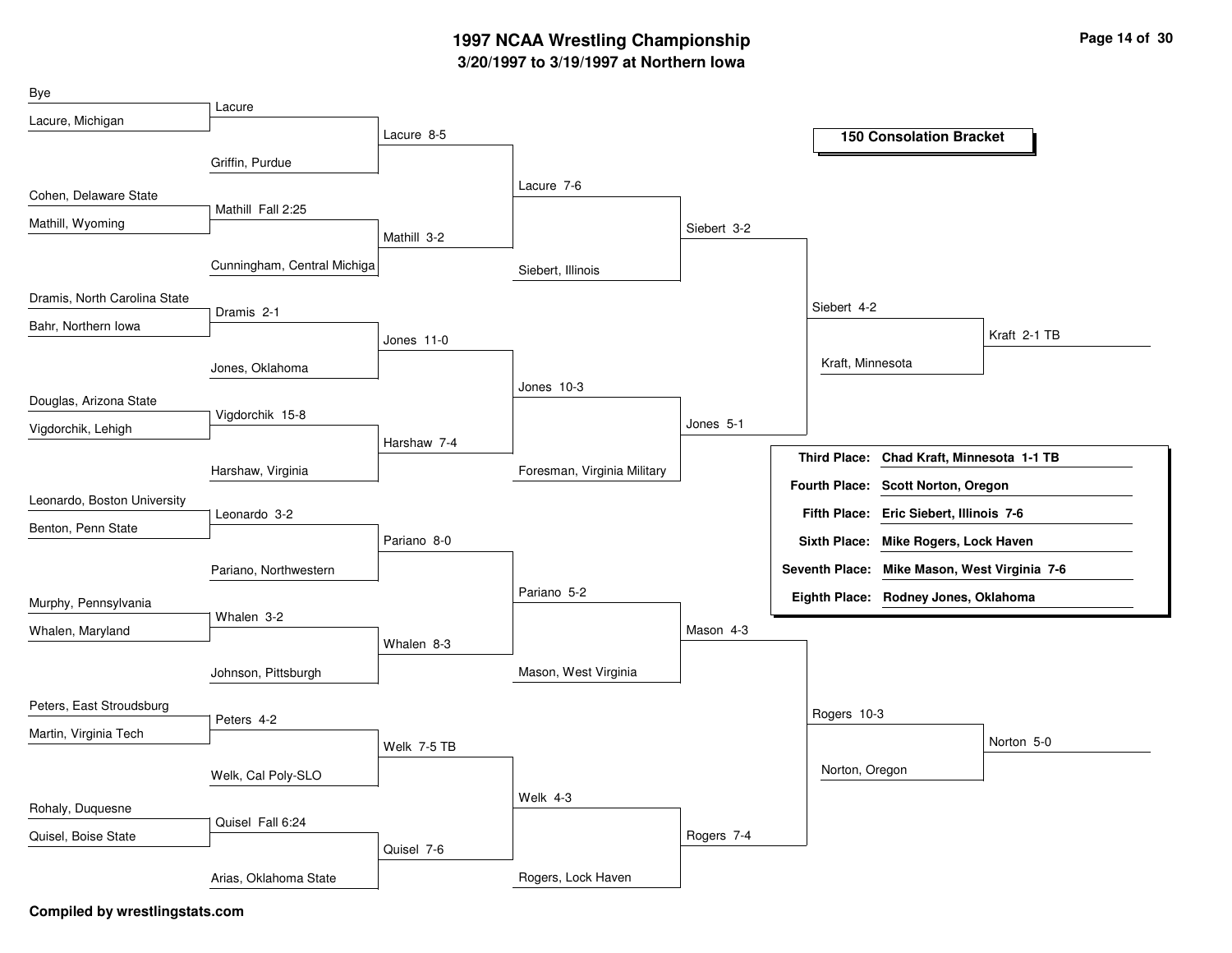# 1997 NCAA Wrestling Championship

## 3/20/1997 to 3/19/1997 at Northern Iowa

### 150 Consolation Bracket

**Round 1**

| Wrestler 1 | Wrestler 2 | Result |
|---|---|---|
| Bye | Lacure, Michigan | Lacure |
| Cohen, Delaware State | Mathill, Wyoming | Mathill Fall 2:25 |
| Dramis, North Carolina State | Bahr, Northern Iowa | Dramis 2-1 |
| Douglas, Arizona State | Vigdorchik, Lehigh | Vigdorchik 15-8 |
| Leonardo, Boston University | Benton, Penn State | Leonardo 3-2 |
| Murphy, Pennsylvania | Whalen, Maryland | Whalen 3-2 |
| Peters, East Stroudsburg | Martin, Virginia Tech | Peters 4-2 |
| Rohaly, Duquesne | Quisel, Boise State | Quisel Fall 6:24 |

**Round 2**

| Wrestler 1 | Wrestler 2 | Result |
|---|---|---|
| Lacure | Griffin, Purdue | Lacure 8-5 |
| Mathill | Cunningham, Central Michiga | Mathill 3-2 |
| Dramis | Jones, Oklahoma | Jones 11-0 |
| Vigdorchik | Harshaw, Virginia | Harshaw 7-4 |
| Leonardo | Pariano, Northwestern | Pariano 8-0 |
| Whalen | Johnson, Pittsburgh | Whalen 8-3 |
| Peters | Welk, Cal Poly-SLO | Welk 7-5 TB |
| Quisel | Arias, Oklahoma State | Quisel 7-6 |

**Round 3**

| Wrestler 1 | Wrestler 2 | Result |
|---|---|---|
| Lacure | Mathill | Lacure 7-6 |
| Jones | Harshaw | Jones 10-3 |
| Pariano | Whalen | Pariano 5-2 |
| Welk | Quisel | Welk 4-3 |

**Round 4**

| Wrestler 1 | Wrestler 2 | Result |
|---|---|---|
| Lacure | Siebert, Illinois | Siebert 3-2 |
| Jones | Foresman, Virginia Military | Jones 5-1 |
| Pariano | Mason, West Virginia | Mason 4-3 |
| Welk | Rogers, Lock Haven | Rogers 7-4 |

**Round 5**

| Wrestler 1 | Wrestler 2 | Result |
|---|---|---|
| Siebert | Jones | Siebert 4-2 |
| Mason | Rogers | Rogers 10-3 |

**Round 6**

| Wrestler 1 | Wrestler 2 | Result |
|---|---|---|
| Siebert | Kraft, Minnesota | Kraft 2-1 TB |
| Rogers | Norton, Oregon | Norton 5-0 |

### Placements

| Place | Wrestler |
|---|---|
| Third Place: | Chad Kraft, Minnesota 1-1 TB |
| Fourth Place: | Scott Norton, Oregon |
| Fifth Place: | Eric Siebert, Illinois 7-6 |
| Sixth Place: | Mike Rogers, Lock Haven |
| Seventh Place: | Mike Mason, West Virginia 7-6 |
| Eighth Place: | Rodney Jones, Oklahoma |

**Compiled by wrestlingstats.com**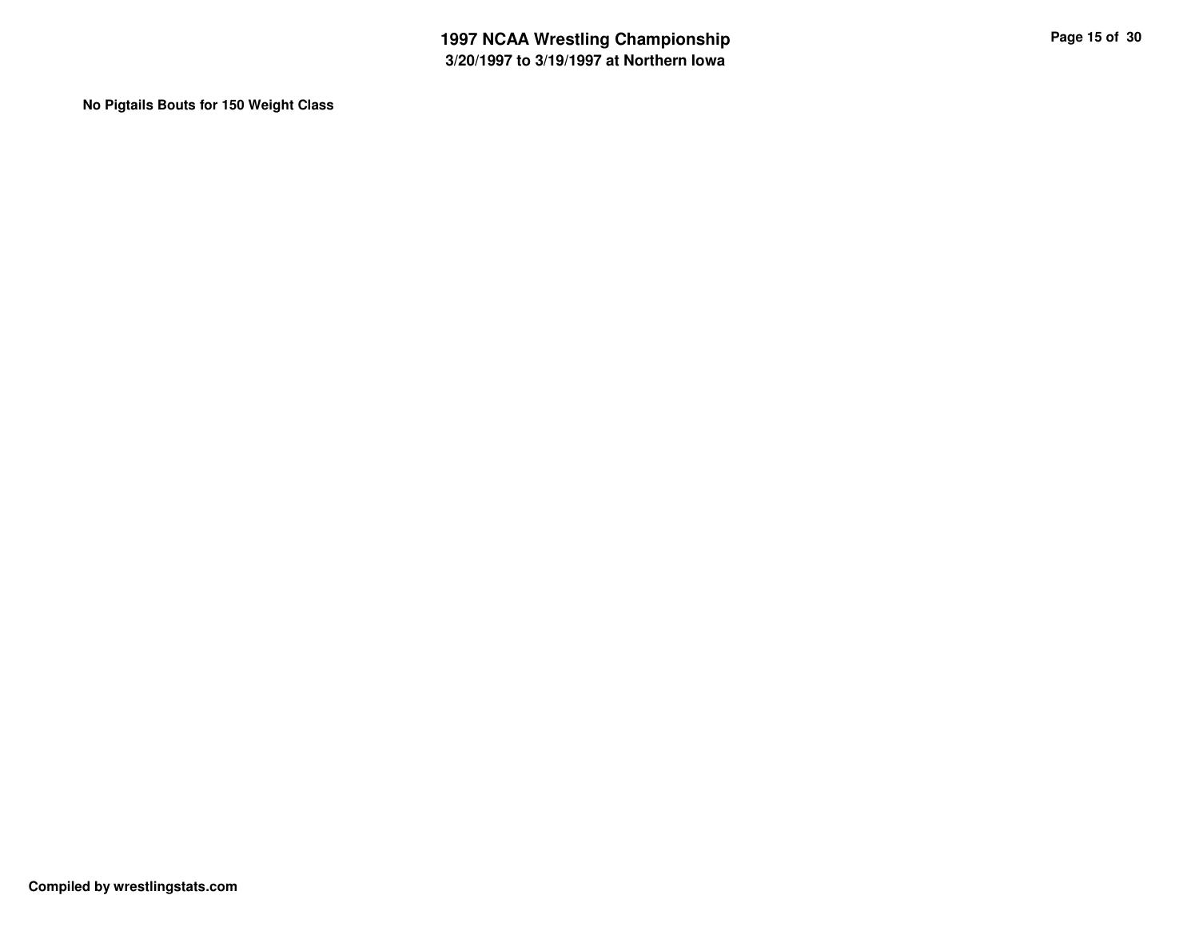**No Pigtails Bouts for 150 Weight Class**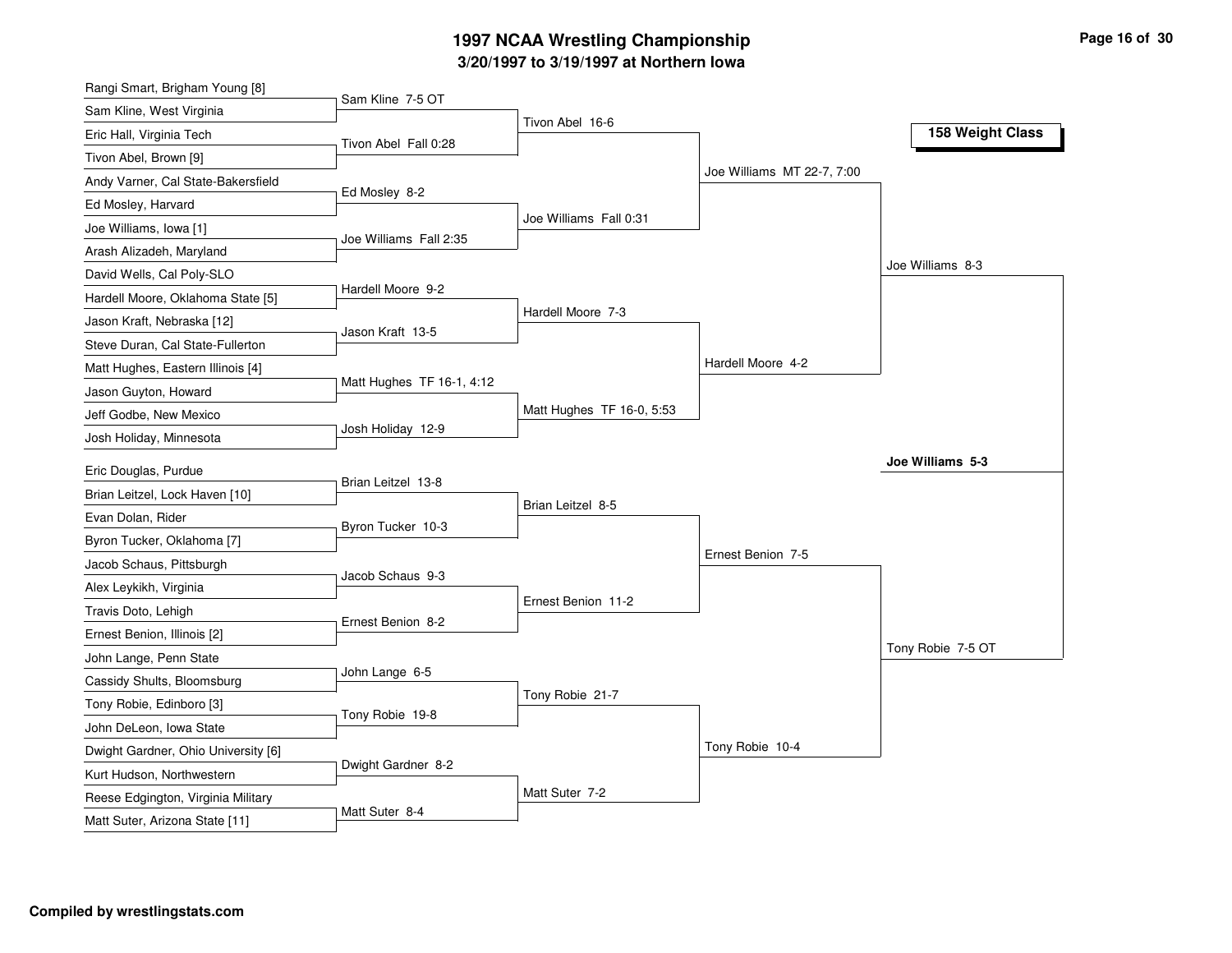# 1997 NCAA Wrestling Championship

## 3/20/1997 to 3/19/1997 at Northern Iowa

### 158 Weight Class

**First Round**

- Rangi Smart, Brigham Young [8] vs. Sam Kline, West Virginia — Sam Kline 7-5 OT
- Eric Hall, Virginia Tech vs. Tivon Abel, Brown [9] — Tivon Abel Fall 0:28
- Andy Varner, Cal State-Bakersfield vs. Ed Mosley, Harvard — Ed Mosley 8-2
- Joe Williams, Iowa [1] vs. Arash Alizadeh, Maryland — Joe Williams Fall 2:35
- David Wells, Cal Poly-SLO vs. Hardell Moore, Oklahoma State [5] — Hardell Moore 9-2
- Jason Kraft, Nebraska [12] vs. Steve Duran, Cal State-Fullerton — Jason Kraft 13-5
- Matt Hughes, Eastern Illinois [4] vs. Jason Guyton, Howard — Matt Hughes TF 16-1, 4:12
- Jeff Godbe, New Mexico vs. Josh Holiday, Minnesota — Josh Holiday 12-9
- Eric Douglas, Purdue vs. Brian Leitzel, Lock Haven [10] — Brian Leitzel 13-8
- Evan Dolan, Rider vs. Byron Tucker, Oklahoma [7] — Byron Tucker 10-3
- Jacob Schaus, Pittsburgh vs. Alex Leykikh, Virginia — Jacob Schaus 9-3
- Travis Doto, Lehigh vs. Ernest Benion, Illinois [2] — Ernest Benion 8-2
- John Lange, Penn State vs. Cassidy Shults, Bloomsburg — John Lange 6-5
- Tony Robie, Edinboro [3] vs. John DeLeon, Iowa State — Tony Robie 19-8
- Dwight Gardner, Ohio University [6] vs. Kurt Hudson, Northwestern — Dwight Gardner 8-2
- Reese Edgington, Virginia Military vs. Matt Suter, Arizona State [11] — Matt Suter 8-4

**Second Round**

- Tivon Abel 16-6
- Joe Williams Fall 0:31
- Hardell Moore 7-3
- Matt Hughes TF 16-0, 5:53
- Brian Leitzel 8-5
- Ernest Benion 11-2
- Tony Robie 21-7
- Matt Suter 7-2

**Quarterfinals**

- Joe Williams MT 22-7, 7:00
- Hardell Moore 4-2
- Ernest Benion 7-5
- Tony Robie 10-4

**Semifinals**

- Joe Williams 8-3
- Tony Robie 7-5 OT

**Final**

- **Joe Williams 5-3**

**Compiled by wrestlingstats.com**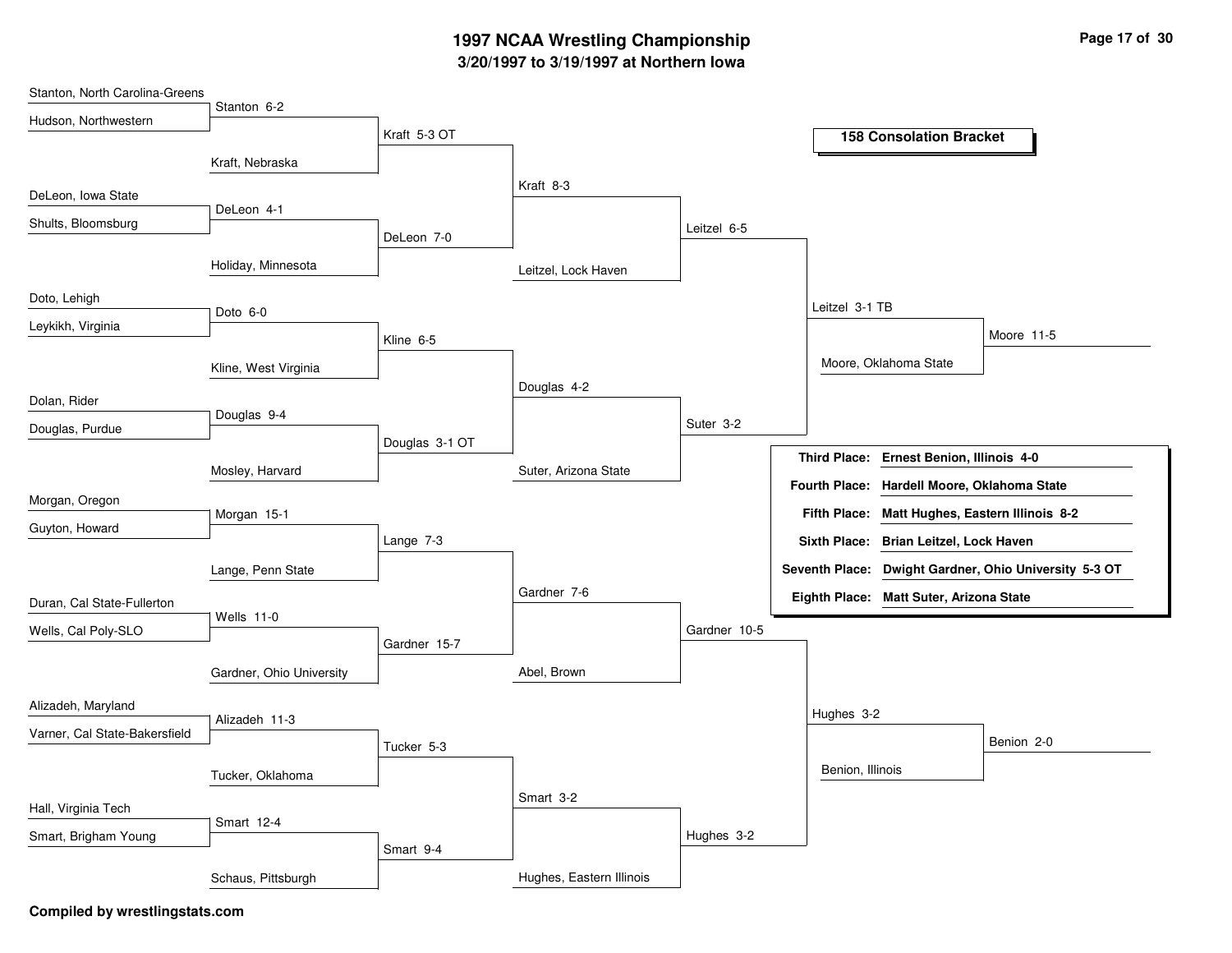# 1997 NCAA Wrestling Championship

## 3/20/1997 to 3/19/1997 at Northern Iowa

### 158 Consolation Bracket

**First Round**

- Stanton, North Carolina-Greens vs. Hudson, Northwestern — Stanton 6-2
- DeLeon, Iowa State vs. Shults, Bloomsburg — DeLeon 4-1
- Doto, Lehigh vs. Leykikh, Virginia — Doto 6-0
- Dolan, Rider vs. Douglas, Purdue — Douglas 9-4
- Morgan, Oregon vs. Guyton, Howard — Morgan 15-1
- Duran, Cal State-Fullerton vs. Wells, Cal Poly-SLO — Wells 11-0
- Alizadeh, Maryland vs. Varner, Cal State-Bakersfield — Alizadeh 11-3
- Hall, Virginia Tech vs. Smart, Brigham Young — Smart 12-4

**Second Round**

- Stanton vs. Kraft, Nebraska — Kraft 5-3 OT
- DeLeon vs. Holiday, Minnesota — DeLeon 7-0
- Doto vs. Kline, West Virginia — Kline 6-5
- Douglas vs. Mosley, Harvard — Douglas 3-1 OT
- Morgan vs. Lange, Penn State — Lange 7-3
- Wells vs. Gardner, Ohio University — Gardner 15-7
- Alizadeh vs. Tucker, Oklahoma — Tucker 5-3
- Smart vs. Schaus, Pittsburgh — Smart 9-4

**Third Round**

- Kraft vs. DeLeon — Kraft 8-3
- Kline vs. Douglas — Douglas 4-2
- Lange vs. Gardner — Gardner 7-6
- Tucker vs. Smart — Smart 3-2

**Fourth Round**

- Kraft vs. Leitzel, Lock Haven — Leitzel 6-5
- Douglas vs. Suter, Arizona State — Suter 3-2
- Gardner vs. Abel, Brown — Gardner 10-5
- Smart vs. Hughes, Eastern Illinois — Hughes 3-2

**Fifth Round**

- Leitzel vs. Suter — Leitzel 3-1 TB
- Gardner vs. Hughes — Hughes 3-2

**Sixth Round**

- Leitzel vs. Moore, Oklahoma State — Moore 11-5
- Hughes vs. Benion, Illinois — Benion 2-0

| Place | Result |
|---|---|
| **Third Place:** | **Ernest Benion, Illinois 4-0** |
| **Fourth Place:** | **Hardell Moore, Oklahoma State** |
| **Fifth Place:** | **Matt Hughes, Eastern Illinois 8-2** |
| **Sixth Place:** | **Brian Leitzel, Lock Haven** |
| **Seventh Place:** | **Dwight Gardner, Ohio University 5-3 OT** |
| **Eighth Place:** | **Matt Suter, Arizona State** |

**Compiled by wrestlingstats.com**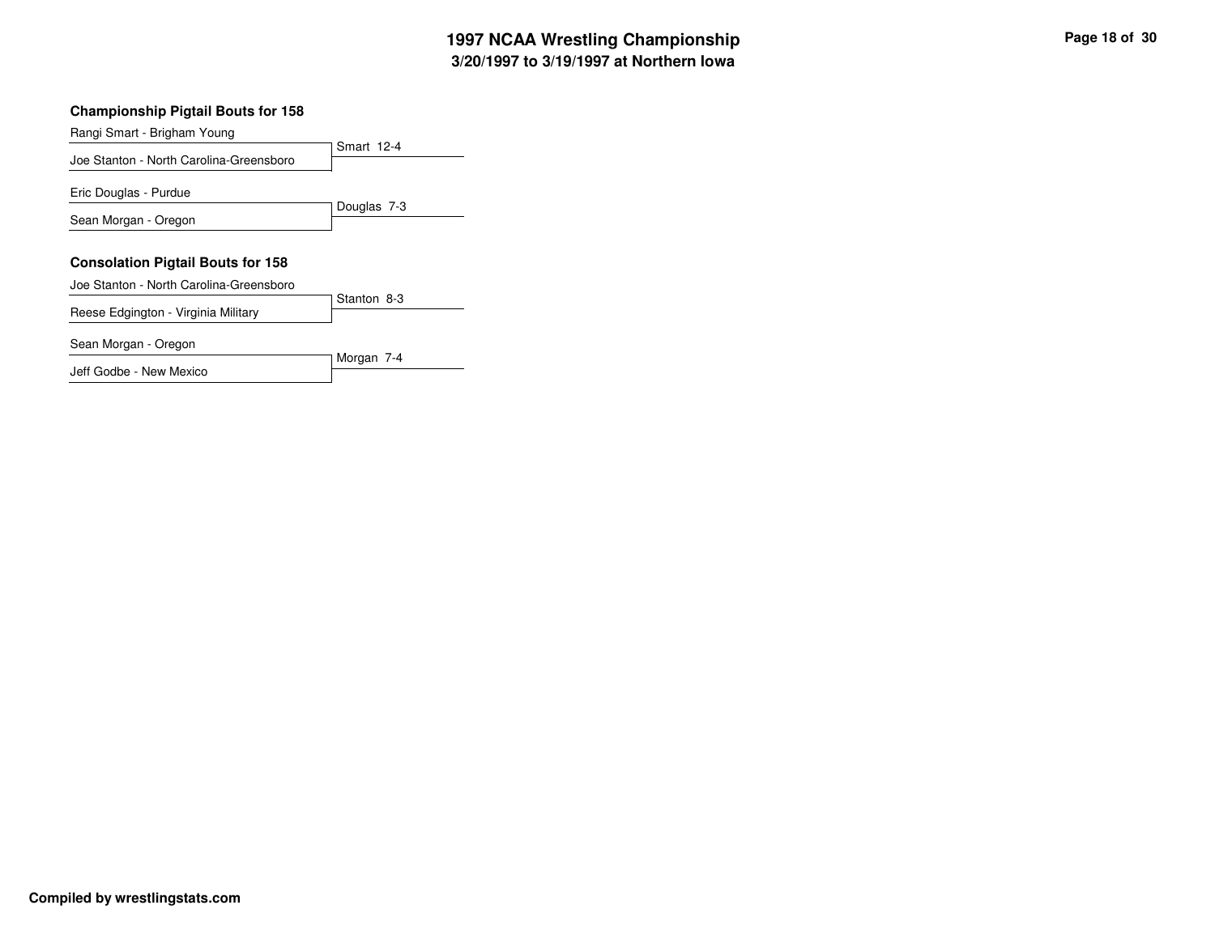# 1997 NCAA Wrestling Championship
## 3/20/1997 to 3/19/1997 at Northern Iowa

### Championship Pigtail Bouts for 158

| Wrestlers | Result |
| --- | --- |
| Rangi Smart - Brigham Young<br>Joe Stanton - North Carolina-Greensboro | Smart 12-4 |
| Eric Douglas - Purdue<br>Sean Morgan - Oregon | Douglas 7-3 |

### Consolation Pigtail Bouts for 158

| Wrestlers | Result |
| --- | --- |
| Joe Stanton - North Carolina-Greensboro<br>Reese Edgington - Virginia Military | Stanton 8-3 |
| Sean Morgan - Oregon<br>Jeff Godbe - New Mexico | Morgan 7-4 |

**Compiled by wrestlingstats.com**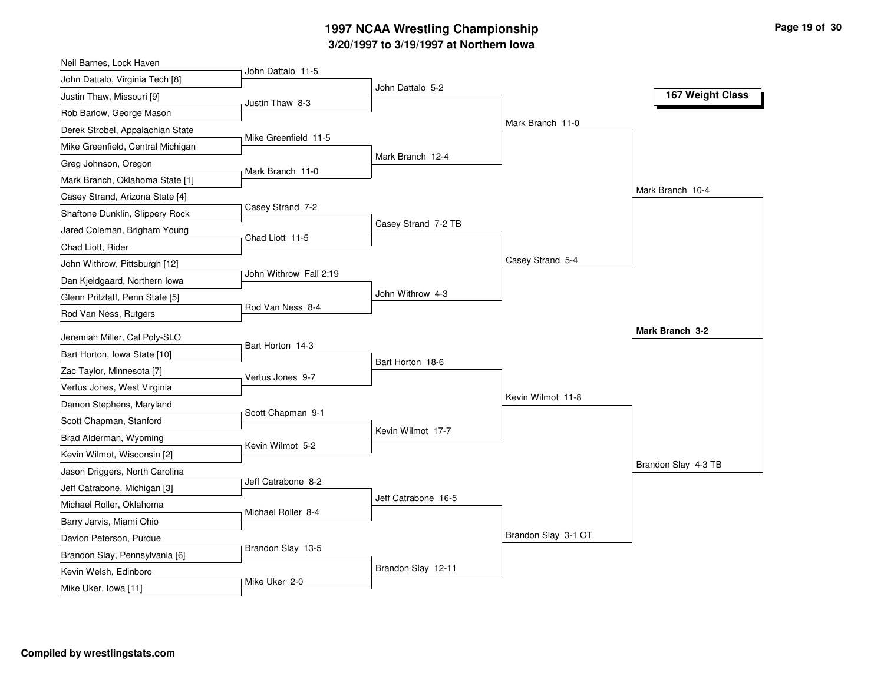# 1997 NCAA Wrestling Championship

## 3/20/1997 to 3/19/1997 at Northern Iowa

### 167 Weight Class

**First Round**

| Wrestler 1 | Wrestler 2 | Result |
|---|---|---|
| Neil Barnes, Lock Haven | John Dattalo, Virginia Tech [8] | John Dattalo 11-5 |
| Justin Thaw, Missouri [9] | Rob Barlow, George Mason | Justin Thaw 8-3 |
| Derek Strobel, Appalachian State | Mike Greenfield, Central Michigan | Mike Greenfield 11-5 |
| Greg Johnson, Oregon | Mark Branch, Oklahoma State [1] | Mark Branch 11-0 |
| Casey Strand, Arizona State [4] | Shaftone Dunklin, Slippery Rock | Casey Strand 7-2 |
| Jared Coleman, Brigham Young | Chad Liott, Rider | Chad Liott 11-5 |
| John Withrow, Pittsburgh [12] | Dan Kjeldgaard, Northern Iowa | John Withrow Fall 2:19 |
| Glenn Pritzlaff, Penn State [5] | Rod Van Ness, Rutgers | Rod Van Ness 8-4 |
| Jeremiah Miller, Cal Poly-SLO | Bart Horton, Iowa State [10] | Bart Horton 14-3 |
| Zac Taylor, Minnesota [7] | Vertus Jones, West Virginia | Vertus Jones 9-7 |
| Damon Stephens, Maryland | Scott Chapman, Stanford | Scott Chapman 9-1 |
| Brad Alderman, Wyoming | Kevin Wilmot, Wisconsin [2] | Kevin Wilmot 5-2 |
| Jason Driggers, North Carolina | Jeff Catrabone, Michigan [3] | Jeff Catrabone 8-2 |
| Michael Roller, Oklahoma | Barry Jarvis, Miami Ohio | Michael Roller 8-4 |
| Davion Peterson, Purdue | Brandon Slay, Pennsylvania [6] | Brandon Slay 13-5 |
| Kevin Welsh, Edinboro | Mike Uker, Iowa [11] | Mike Uker 2-0 |

**Second Round**

- John Dattalo 5-2
- Mark Branch 12-4
- Casey Strand 7-2 TB
- John Withrow 4-3
- Bart Horton 18-6
- Kevin Wilmot 17-7
- Jeff Catrabone 16-5
- Brandon Slay 12-11

**Quarterfinals**

- Mark Branch 11-0
- Casey Strand 5-4
- Kevin Wilmot 11-8
- Brandon Slay 3-1 OT

**Semifinals**

- Mark Branch 10-4
- Brandon Slay 4-3 TB

**Final**

**Mark Branch 3-2**

Compiled by wrestlingstats.com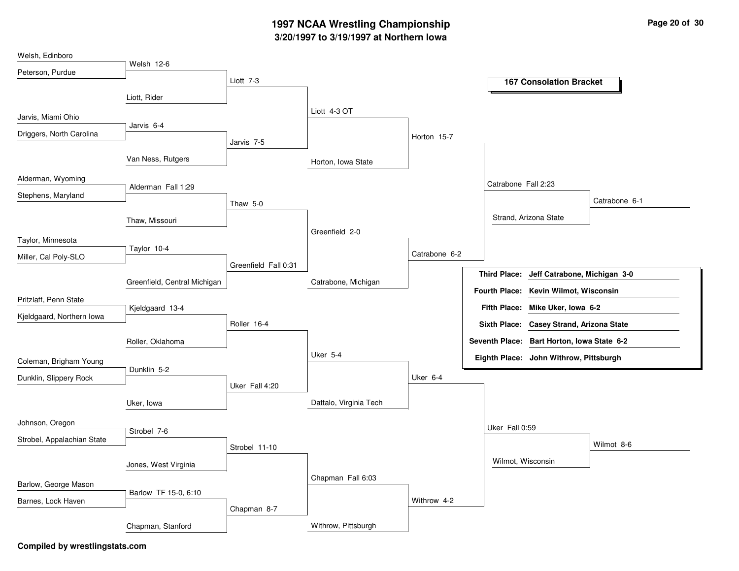# 1997 NCAA Wrestling Championship

## 3/20/1997 to 3/19/1997 at Northern Iowa

### 167 Consolation Bracket

**Round 1**

| Wrestlers | Winner |
| --- | --- |
| Welsh, Edinboro vs. Peterson, Purdue | Welsh 12-6 |
| Jarvis, Miami Ohio vs. Driggers, North Carolina | Jarvis 6-4 |
| Alderman, Wyoming vs. Stephens, Maryland | Alderman Fall 1:29 |
| Taylor, Minnesota vs. Miller, Cal Poly-SLO | Taylor 10-4 |
| Pritzlaff, Penn State vs. Kjeldgaard, Northern Iowa | Kjeldgaard 13-4 |
| Coleman, Brigham Young vs. Dunklin, Slippery Rock | Dunklin 5-2 |
| Johnson, Oregon vs. Strobel, Appalachian State | Strobel 7-6 |
| Barlow, George Mason vs. Barnes, Lock Haven | Barlow TF 15-0, 6:10 |

**Round 2**

| Wrestlers | Winner |
| --- | --- |
| Welsh vs. Liott, Rider | Liott 7-3 |
| Jarvis vs. Van Ness, Rutgers | Jarvis 7-5 |
| Alderman vs. Thaw, Missouri | Thaw 5-0 |
| Taylor vs. Greenfield, Central Michigan | Greenfield Fall 0:31 |
| Kjeldgaard vs. Roller, Oklahoma | Roller 16-4 |
| Dunklin vs. Uker, Iowa | Uker Fall 4:20 |
| Strobel vs. Jones, West Virginia | Strobel 11-10 |
| Barlow vs. Chapman, Stanford | Chapman 8-7 |

**Round 3**

| Wrestlers | Winner |
| --- | --- |
| Liott vs. Jarvis | Liott 4-3 OT |
| Thaw vs. Greenfield | Greenfield 2-0 |
| Roller vs. Uker | Uker 5-4 |
| Strobel vs. Chapman | Chapman Fall 6:03 |

**Round 4**

| Wrestlers | Winner |
| --- | --- |
| Liott vs. Horton, Iowa State | Horton 15-7 |
| Greenfield vs. Catrabone, Michigan | Catrabone 6-2 |
| Uker vs. Dattalo, Virginia Tech | Uker 6-4 |
| Chapman vs. Withrow, Pittsburgh | Withrow 4-2 |

**Consolation Semifinals**

| Wrestlers | Winner |
| --- | --- |
| Horton vs. Catrabone | Catrabone Fall 2:23 |
| Uker vs. Withrow | Uker Fall 0:59 |

**Placement Matches**

| Wrestlers | Winner |
| --- | --- |
| Catrabone vs. Strand, Arizona State | Catrabone 6-1 |
| Uker vs. Wilmot, Wisconsin | Wilmot 8-6 |

| Place | Wrestler |
| --- | --- |
| **Third Place:** | **Jeff Catrabone, Michigan 3-0** |
| **Fourth Place:** | **Kevin Wilmot, Wisconsin** |
| **Fifth Place:** | **Mike Uker, Iowa 6-2** |
| **Sixth Place:** | **Casey Strand, Arizona State** |
| **Seventh Place:** | **Bart Horton, Iowa State 6-2** |
| **Eighth Place:** | **John Withrow, Pittsburgh** |

**Compiled by wrestlingstats.com**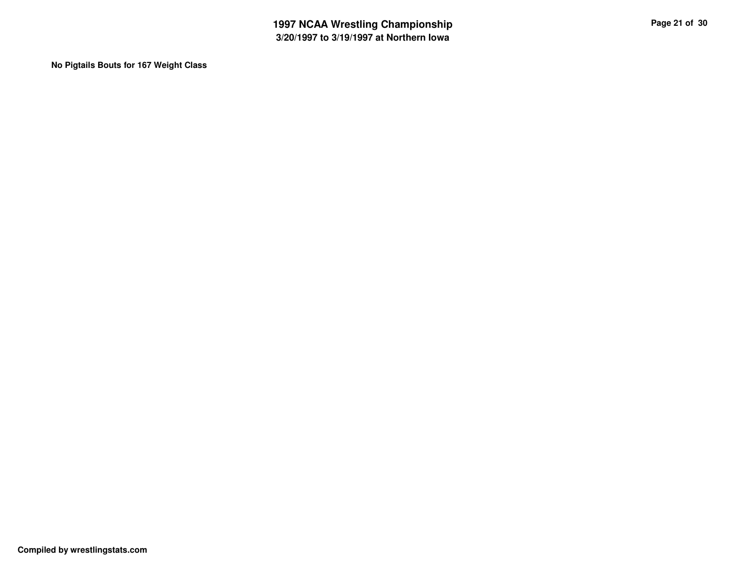**No Pigtails Bouts for 167 Weight Class**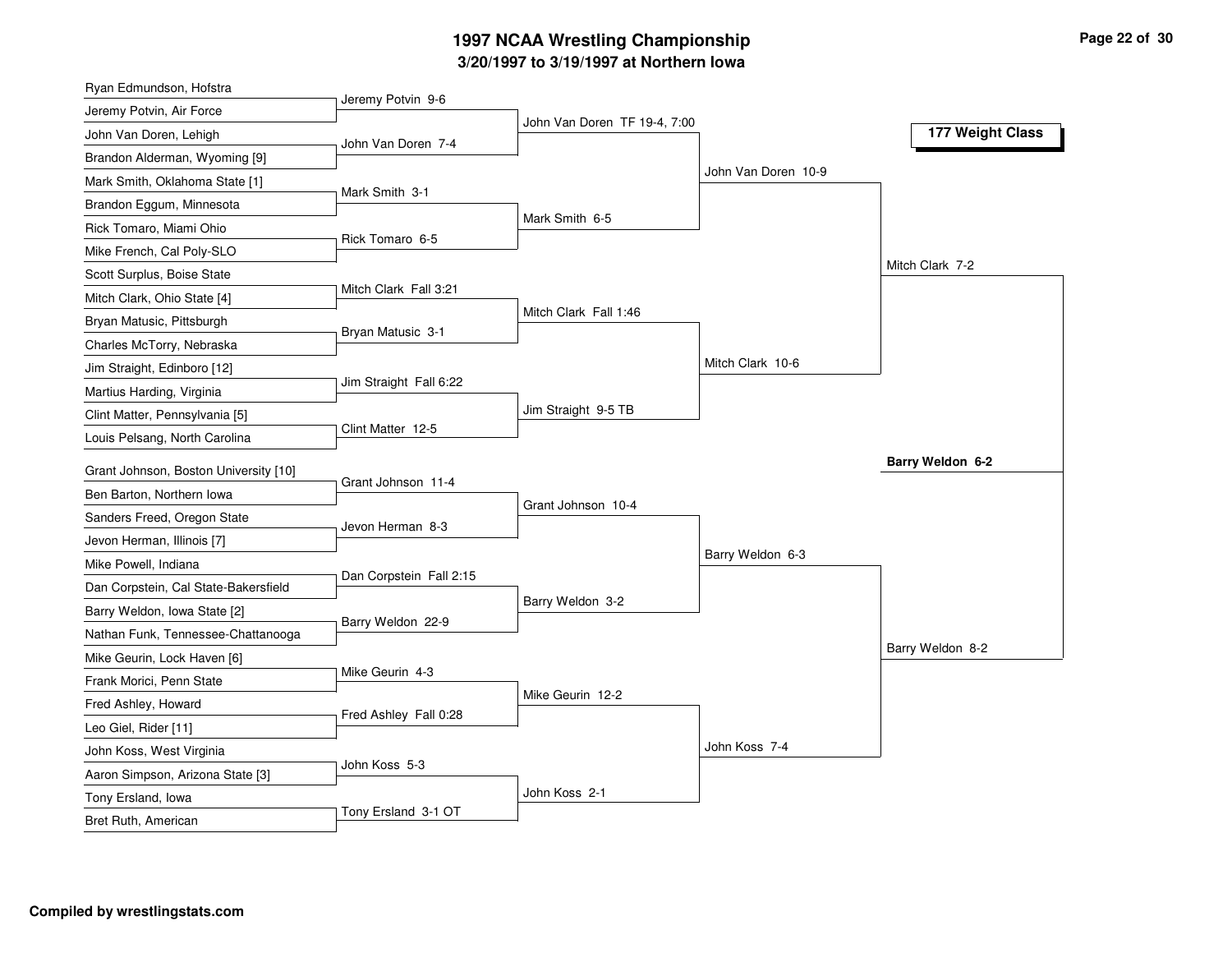# 1997 NCAA Wrestling Championship

## 3/20/1997 to 3/19/1997 at Northern Iowa

### 177 Weight Class

**First Round**

- Ryan Edmundson, Hofstra vs. Jeremy Potvin, Air Force — Jeremy Potvin 9-6
- John Van Doren, Lehigh vs. Brandon Alderman, Wyoming [9] — John Van Doren 7-4
- Mark Smith, Oklahoma State [1] vs. Brandon Eggum, Minnesota — Mark Smith 3-1
- Rick Tomaro, Miami Ohio vs. Mike French, Cal Poly-SLO — Rick Tomaro 6-5
- Scott Surplus, Boise State vs. Mitch Clark, Ohio State [4] — Mitch Clark Fall 3:21
- Bryan Matusic, Pittsburgh vs. Charles McTorry, Nebraska — Bryan Matusic 3-1
- Jim Straight, Edinboro [12] vs. Martius Harding, Virginia — Jim Straight Fall 6:22
- Clint Matter, Pennsylvania [5] vs. Louis Pelsang, North Carolina — Clint Matter 12-5
- Grant Johnson, Boston University [10] vs. Ben Barton, Northern Iowa — Grant Johnson 11-4
- Sanders Freed, Oregon State vs. Jevon Herman, Illinois [7] — Jevon Herman 8-3
- Mike Powell, Indiana vs. Dan Corpstein, Cal State-Bakersfield — Dan Corpstein Fall 2:15
- Barry Weldon, Iowa State [2] vs. Nathan Funk, Tennessee-Chattanooga — Barry Weldon 22-9
- Mike Geurin, Lock Haven [6] vs. Frank Morici, Penn State — Mike Geurin 4-3
- Fred Ashley, Howard vs. Leo Giel, Rider [11] — Fred Ashley Fall 0:28
- John Koss, West Virginia vs. Aaron Simpson, Arizona State [3] — John Koss 5-3
- Tony Ersland, Iowa vs. Bret Ruth, American — Tony Ersland 3-1 OT

**Second Round**

- John Van Doren TF 19-4, 7:00
- Mark Smith 6-5
- Mitch Clark Fall 1:46
- Jim Straight 9-5 TB
- Grant Johnson 10-4
- Barry Weldon 3-2
- Mike Geurin 12-2
- John Koss 2-1

**Quarterfinals**

- John Van Doren 10-9
- Mitch Clark 10-6
- Barry Weldon 6-3
- John Koss 7-4

**Semifinals**

- Mitch Clark 7-2
- Barry Weldon 8-2

**Champion**

**Barry Weldon 6-2**

Compiled by wrestlingstats.com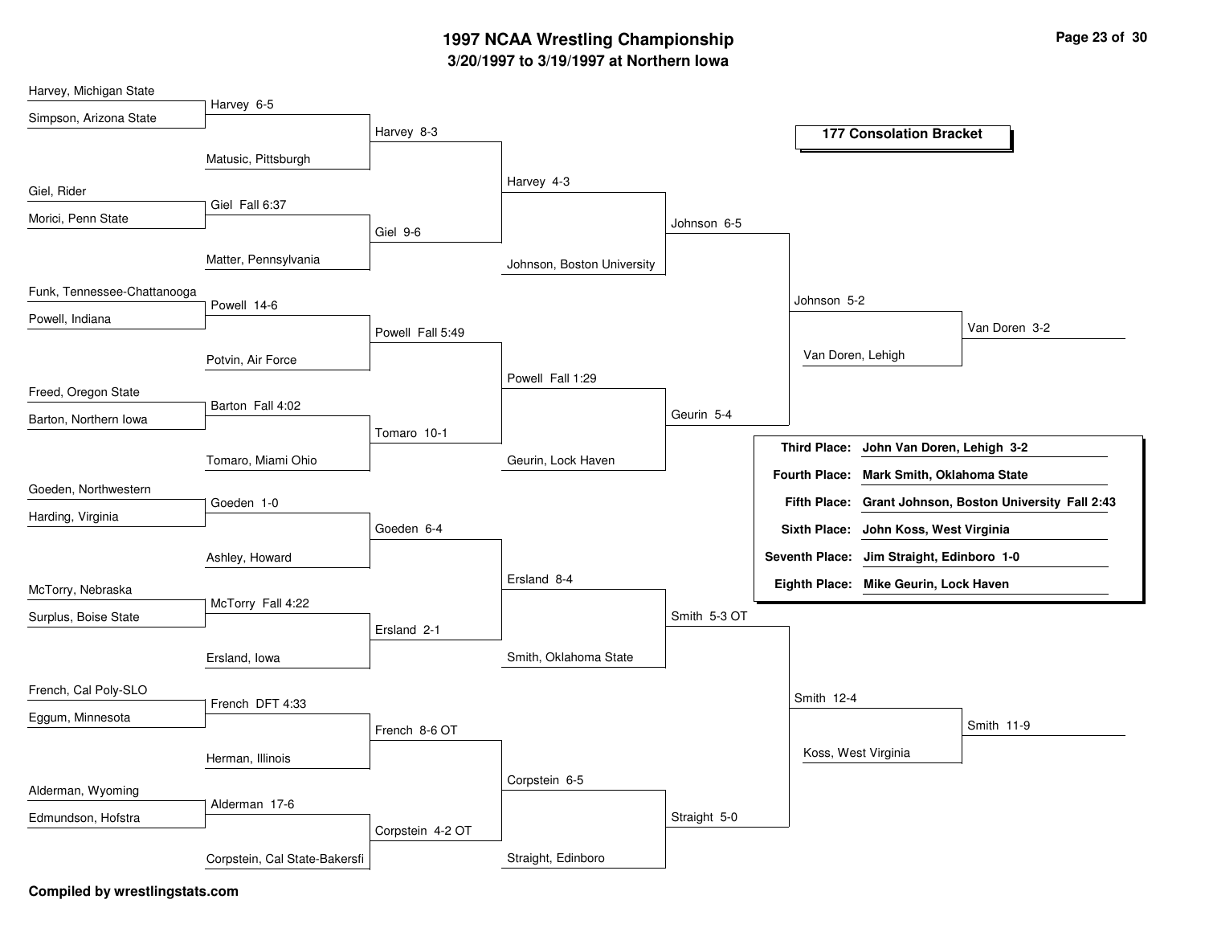# 1997 NCAA Wrestling Championship

## 3/20/1997 to 3/19/1997 at Northern Iowa

### 177 Consolation Bracket

**Round 1**

- Harvey, Michigan State vs. Simpson, Arizona State — Harvey 6-5
- Giel, Rider vs. Morici, Penn State — Giel Fall 6:37
- Funk, Tennessee-Chattanooga vs. Powell, Indiana — Powell 14-6
- Freed, Oregon State vs. Barton, Northern Iowa — Barton Fall 4:02
- Goeden, Northwestern vs. Harding, Virginia — Goeden 1-0
- McTorry, Nebraska vs. Surplus, Boise State — McTorry Fall 4:22
- French, Cal Poly-SLO vs. Eggum, Minnesota — French DFT 4:33
- Alderman, Wyoming vs. Edmundson, Hofstra — Alderman 17-6

**Round 2**

- Harvey vs. Matusic, Pittsburgh — Harvey 8-3
- Giel vs. Matter, Pennsylvania — Giel 9-6
- Powell vs. Potvin, Air Force — Powell Fall 5:49
- Barton vs. Tomaro, Miami Ohio — Tomaro 10-1
- Goeden vs. Ashley, Howard — Goeden 6-4
- McTorry vs. Ersland, Iowa — Ersland 2-1
- French vs. Herman, Illinois — French 8-6 OT
- Alderman vs. Corpstein, Cal State-Bakersfi — Corpstein 4-2 OT

**Round 3**

- Harvey vs. Giel — Harvey 4-3
- Powell vs. Tomaro — Powell Fall 1:29
- Goeden vs. Ersland — Ersland 8-4
- French vs. Corpstein — Corpstein 6-5

**Round 4**

- Harvey vs. Johnson, Boston University — Johnson 6-5
- Powell vs. Geurin, Lock Haven — Geurin 5-4
- Ersland vs. Smith, Oklahoma State — Smith 5-3 OT
- Corpstein vs. Straight, Edinboro — Straight 5-0

**Round 5**

- Johnson vs. Geurin — Johnson 5-2
- Smith vs. Straight — Smith 12-4

**Round 6**

- Johnson vs. Van Doren, Lehigh — Van Doren 3-2
- Smith vs. Koss, West Virginia — Smith 11-9

| Place | Result |
|---|---|
| Third Place: | John Van Doren, Lehigh 3-2 |
| Fourth Place: | Mark Smith, Oklahoma State |
| Fifth Place: | Grant Johnson, Boston University Fall 2:43 |
| Sixth Place: | John Koss, West Virginia |
| Seventh Place: | Jim Straight, Edinboro 1-0 |
| Eighth Place: | Mike Geurin, Lock Haven |

**Compiled by wrestlingstats.com**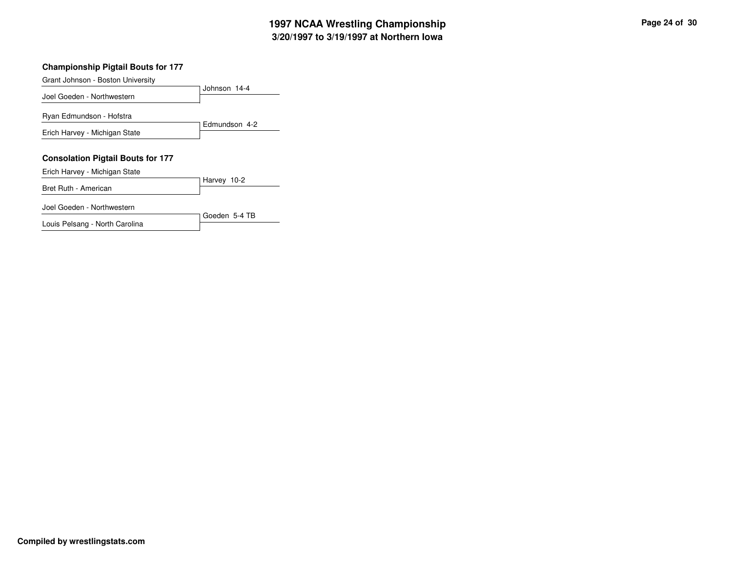## Championship Pigtail Bouts for 177

| Wrestler | Result |
|---|---|
| Grant Johnson - Boston University | Johnson 14-4 |
| Joel Goeden - Northwestern | |
| Ryan Edmundson - Hofstra | Edmundson 4-2 |
| Erich Harvey - Michigan State | |

## Consolation Pigtail Bouts for 177

| Wrestler | Result |
|---|---|
| Erich Harvey - Michigan State | Harvey 10-2 |
| Bret Ruth - American | |
| Joel Goeden - Northwestern | Goeden 5-4 TB |
| Louis Pelsang - North Carolina | |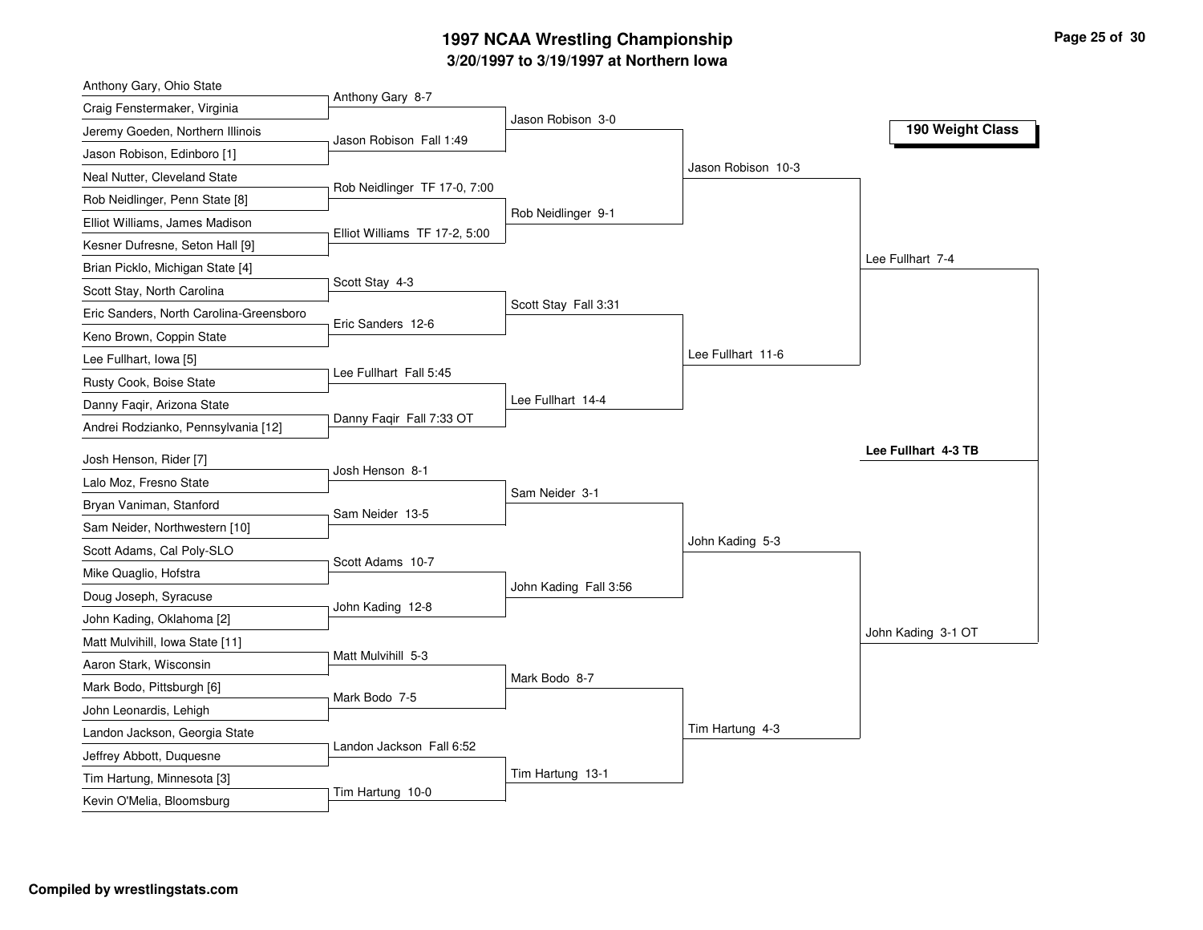# 1997 NCAA Wrestling Championship

## 3/20/1997 to 3/19/1997 at Northern Iowa

### 190 Weight Class

| First Round | Second Round | Quarterfinals | Semifinals | Finals |
|---|---|---|---|---|
| Anthony Gary, Ohio State | | | | |
| Craig Fenstermaker, Virginia | Anthony Gary 8-7 | | | |
| Jeremy Goeden, Northern Illinois | | Jason Robison 3-0 | | |
| Jason Robison, Edinboro [1] | Jason Robison Fall 1:49 | | | |
| Neal Nutter, Cleveland State | | | Jason Robison 10-3 | |
| Rob Neidlinger, Penn State [8] | Rob Neidlinger TF 17-0, 7:00 | | | |
| Elliot Williams, James Madison | | Rob Neidlinger 9-1 | | |
| Kesner Dufresne, Seton Hall [9] | Elliot Williams TF 17-2, 5:00 | | | |
| Brian Picklo, Michigan State [4] | | | | Lee Fullhart 7-4 |
| Scott Stay, North Carolina | Scott Stay 4-3 | | | |
| Eric Sanders, North Carolina-Greensboro | | Scott Stay Fall 3:31 | | |
| Keno Brown, Coppin State | Eric Sanders 12-6 | | | |
| Lee Fullhart, Iowa [5] | | | Lee Fullhart 11-6 | |
| Rusty Cook, Boise State | Lee Fullhart Fall 5:45 | | | |
| Danny Faqir, Arizona State | | Lee Fullhart 14-4 | | |
| Andrei Rodzianko, Pennsylvania [12] | Danny Faqir Fall 7:33 OT | | | |
| | | | | **Lee Fullhart 4-3 TB** |
| Josh Henson, Rider [7] | | | | |
| Lalo Moz, Fresno State | Josh Henson 8-1 | | | |
| Bryan Vaniman, Stanford | | Sam Neider 3-1 | | |
| Sam Neider, Northwestern [10] | Sam Neider 13-5 | | | |
| Scott Adams, Cal Poly-SLO | | | John Kading 5-3 | |
| Mike Quaglio, Hofstra | Scott Adams 10-7 | | | |
| Doug Joseph, Syracuse | | John Kading Fall 3:56 | | |
| John Kading, Oklahoma [2] | John Kading 12-8 | | | |
| Matt Mulvihill, Iowa State [11] | | | | John Kading 3-1 OT |
| Aaron Stark, Wisconsin | Matt Mulvihill 5-3 | | | |
| Mark Bodo, Pittsburgh [6] | | Mark Bodo 8-7 | | |
| John Leonardis, Lehigh | Mark Bodo 7-5 | | | |
| Landon Jackson, Georgia State | | | Tim Hartung 4-3 | |
| Jeffrey Abbott, Duquesne | Landon Jackson Fall 6:52 | | | |
| Tim Hartung, Minnesota [3] | | Tim Hartung 13-1 | | |
| Kevin O'Melia, Bloomsburg | Tim Hartung 10-0 | | | |

Compiled by wrestlingstats.com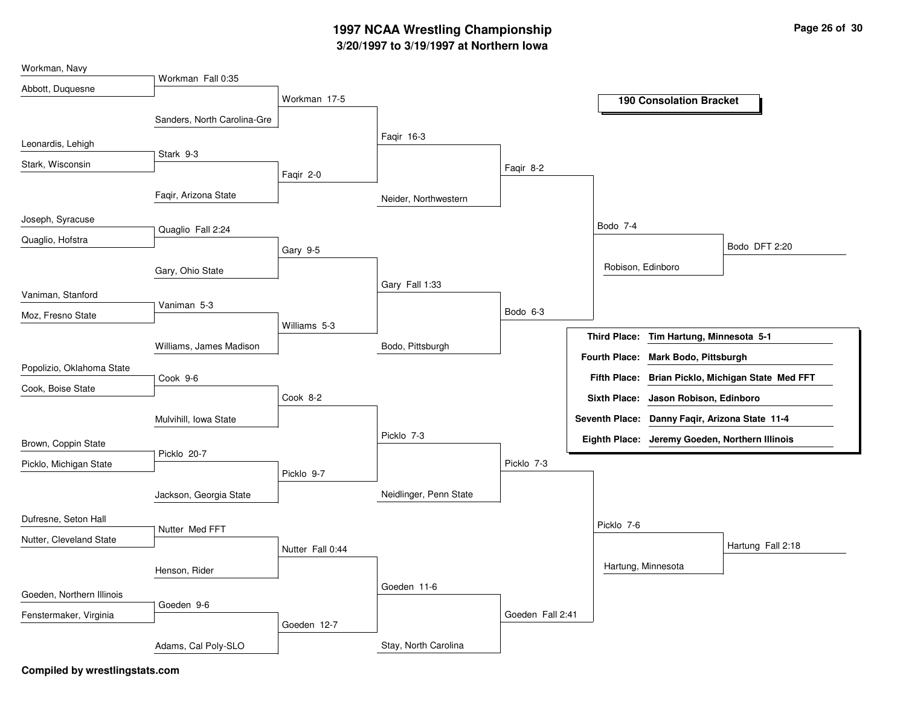# 1997 NCAA Wrestling Championship

## 3/20/1997 to 3/19/1997 at Northern Iowa

### 190 Consolation Bracket

**Round 1**

- Workman, Navy vs Abbott, Duquesne — Workman Fall 0:35
- Leonardis, Lehigh vs Stark, Wisconsin — Stark 9-3
- Joseph, Syracuse vs Quaglio, Hofstra — Quaglio Fall 2:24
- Vaniman, Stanford vs Moz, Fresno State — Vaniman 5-3
- Popolizio, Oklahoma State vs Cook, Boise State — Cook 9-6
- Brown, Coppin State vs Picklo, Michigan State — Picklo 20-7
- Dufresne, Seton Hall vs Nutter, Cleveland State — Nutter Med FFT
- Goeden, Northern Illinois vs Fenstermaker, Virginia — Goeden 9-6

**Round 2**

- Workman vs Sanders, North Carolina-Gre — Workman 17-5
- Stark vs Faqir, Arizona State — Faqir 2-0
- Quaglio vs Gary, Ohio State — Gary 9-5
- Vaniman vs Williams, James Madison — Williams 5-3
- Cook vs Mulvihill, Iowa State — Cook 8-2
- Picklo vs Jackson, Georgia State — Picklo 9-7
- Nutter vs Henson, Rider — Nutter Fall 0:44
- Goeden vs Adams, Cal Poly-SLO — Goeden 12-7

**Round 3**

- Workman vs Faqir — Faqir 16-3
- Gary vs Williams — Gary Fall 1:33
- Cook vs Picklo — Picklo 7-3
- Nutter vs Goeden — Goeden 11-6

**Round 4**

- Faqir vs Neider, Northwestern — Faqir 8-2
- Gary vs Bodo, Pittsburgh — Bodo 6-3
- Picklo vs Neidlinger, Penn State — Picklo 7-3
- Goeden vs Stay, North Carolina — Goeden Fall 2:41

**Round 5**

- Faqir vs Bodo — Bodo 7-4
- Picklo vs Goeden — Picklo 7-6

**Round 6**

- Bodo vs Robison, Edinboro — Bodo DFT 2:20
- Picklo vs Hartung, Minnesota — Hartung Fall 2:18

| Place | Result |
|---|---|
| Third Place: | Tim Hartung, Minnesota 5-1 |
| Fourth Place: | Mark Bodo, Pittsburgh |
| Fifth Place: | Brian Picklo, Michigan State Med FFT |
| Sixth Place: | Jason Robison, Edinboro |
| Seventh Place: | Danny Faqir, Arizona State 11-4 |
| Eighth Place: | Jeremy Goeden, Northern Illinois |

**Compiled by wrestlingstats.com**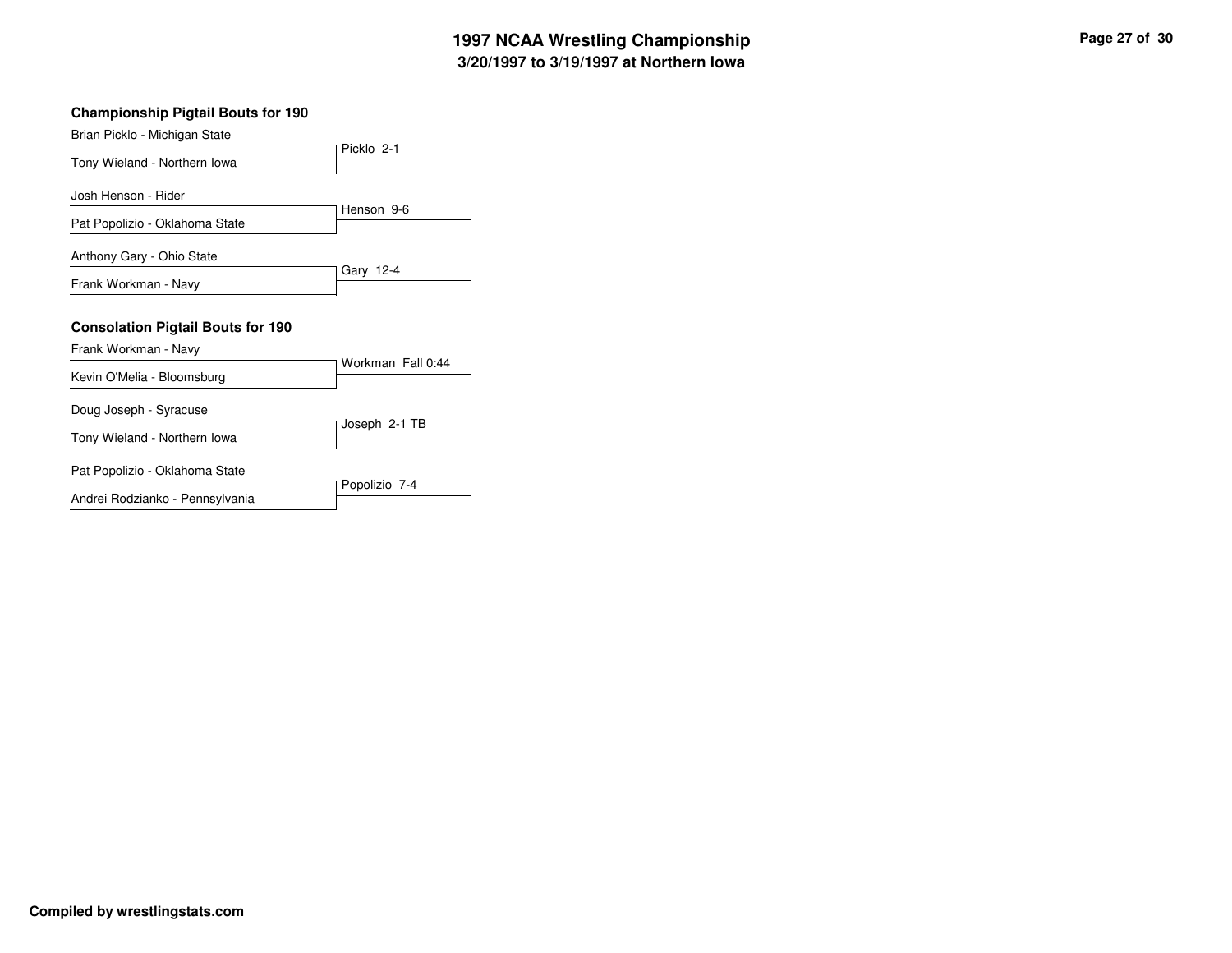# 1997 NCAA Wrestling Championship

## 3/20/1997 to 3/19/1997 at Northern Iowa

### Championship Pigtail Bouts for 190

| Wrestlers | Result |
|---|---|
| Brian Picklo - Michigan State vs. Tony Wieland - Northern Iowa | Picklo 2-1 |
| Josh Henson - Rider vs. Pat Popolizio - Oklahoma State | Henson 9-6 |
| Anthony Gary - Ohio State vs. Frank Workman - Navy | Gary 12-4 |

### Consolation Pigtail Bouts for 190

| Wrestlers | Result |
|---|---|
| Frank Workman - Navy vs. Kevin O'Melia - Bloomsburg | Workman Fall 0:44 |
| Doug Joseph - Syracuse vs. Tony Wieland - Northern Iowa | Joseph 2-1 TB |
| Pat Popolizio - Oklahoma State vs. Andrei Rodzianko - Pennsylvania | Popolizio 7-4 |

**Compiled by wrestlingstats.com**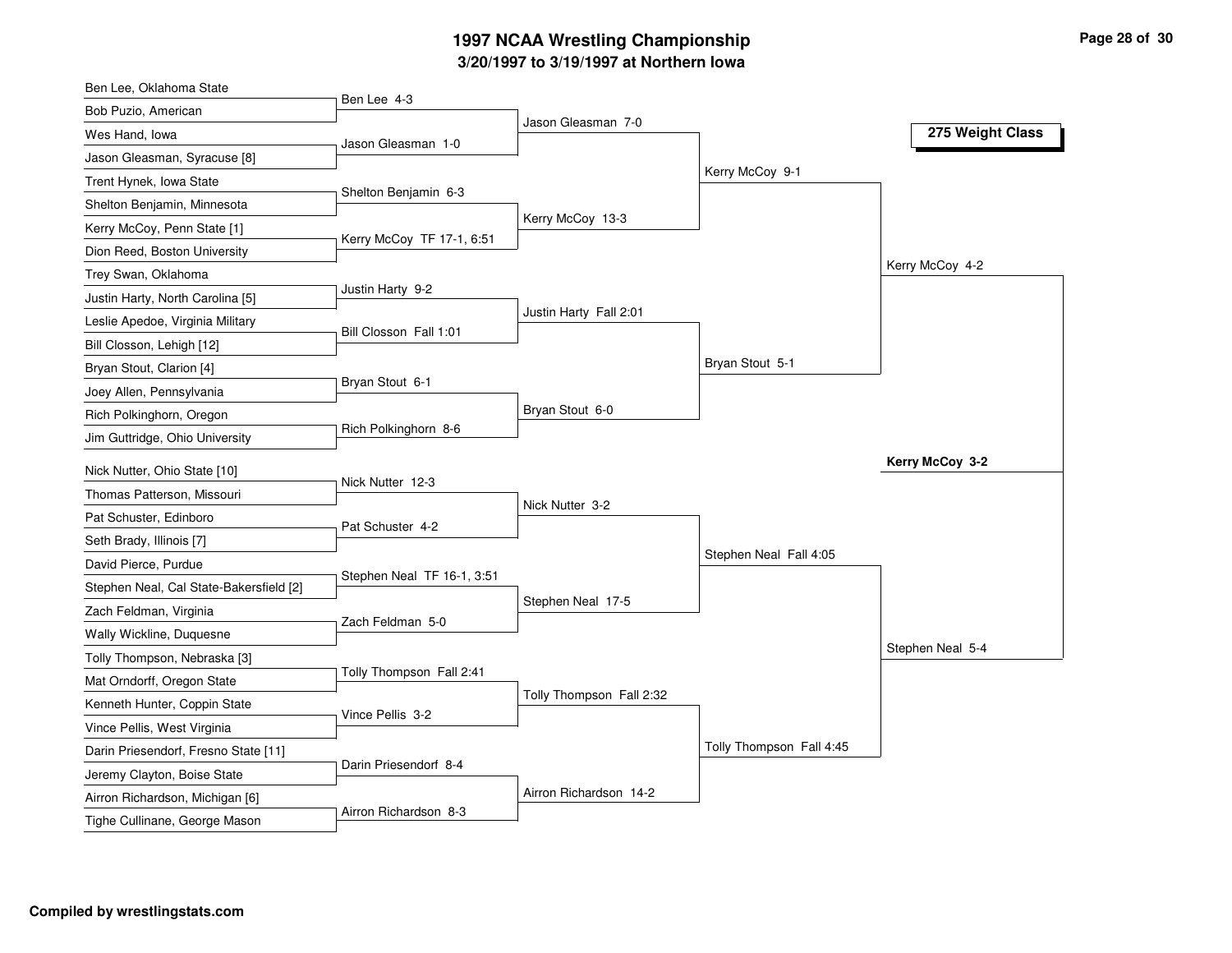# 1997 NCAA Wrestling Championship

## 3/20/1997 to 3/19/1997 at Northern Iowa

### 275 Weight Class

**First Round**

- Ben Lee, Oklahoma State vs. Bob Puzio, American — Ben Lee 4-3
- Wes Hand, Iowa vs. Jason Gleasman, Syracuse [8] — Jason Gleasman 1-0
- Trent Hynek, Iowa State vs. Shelton Benjamin, Minnesota — Shelton Benjamin 6-3
- Kerry McCoy, Penn State [1] vs. Dion Reed, Boston University — Kerry McCoy TF 17-1, 6:51
- Trey Swan, Oklahoma vs. Justin Harty, North Carolina [5] — Justin Harty 9-2
- Leslie Apedoe, Virginia Military vs. Bill Closson, Lehigh [12] — Bill Closson Fall 1:01
- Bryan Stout, Clarion [4] vs. Joey Allen, Pennsylvania — Bryan Stout 6-1
- Rich Polkinghorn, Oregon vs. Jim Guttridge, Ohio University — Rich Polkinghorn 8-6
- Nick Nutter, Ohio State [10] vs. Thomas Patterson, Missouri — Nick Nutter 12-3
- Pat Schuster, Edinboro vs. Seth Brady, Illinois [7] — Pat Schuster 4-2
- David Pierce, Purdue vs. Stephen Neal, Cal State-Bakersfield [2] — Stephen Neal TF 16-1, 3:51
- Zach Feldman, Virginia vs. Wally Wickline, Duquesne — Zach Feldman 5-0
- Tolly Thompson, Nebraska [3] vs. Mat Orndorff, Oregon State — Tolly Thompson Fall 2:41
- Kenneth Hunter, Coppin State vs. Vince Pellis, West Virginia — Vince Pellis 3-2
- Darin Priesendorf, Fresno State [11] vs. Jeremy Clayton, Boise State — Darin Priesendorf 8-4
- Airron Richardson, Michigan [6] vs. Tighe Cullinane, George Mason — Airron Richardson 8-3

**Second Round**

- Jason Gleasman 7-0
- Kerry McCoy 13-3
- Justin Harty Fall 2:01
- Bryan Stout 6-0
- Nick Nutter 3-2
- Stephen Neal 17-5
- Tolly Thompson Fall 2:32
- Airron Richardson 14-2

**Quarterfinals**

- Kerry McCoy 9-1
- Bryan Stout 5-1
- Stephen Neal Fall 4:05
- Tolly Thompson Fall 4:45

**Semifinals**

- Kerry McCoy 4-2
- Stephen Neal 5-4

**Final**

- **Kerry McCoy 3-2**

**Compiled by wrestlingstats.com**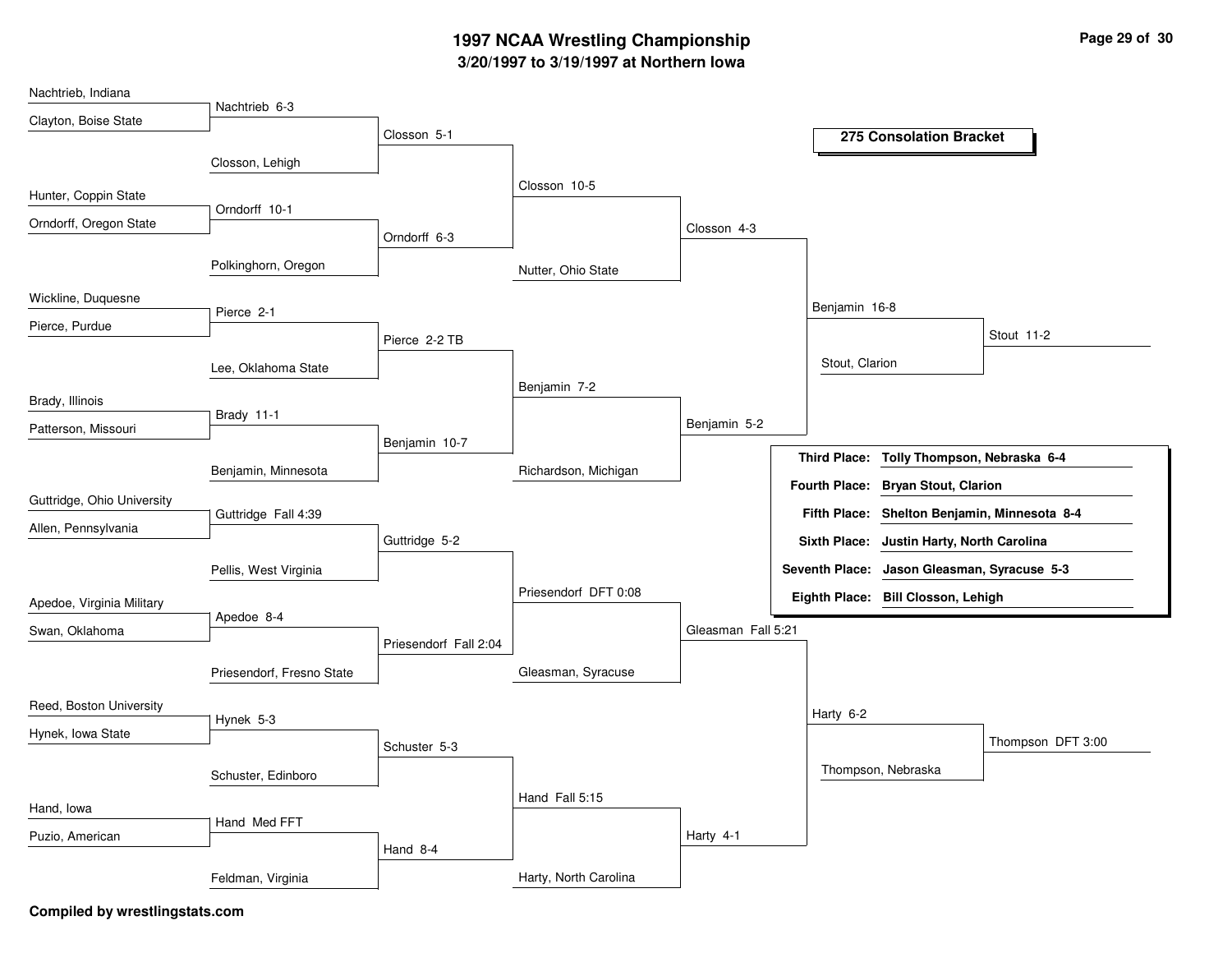# 1997 NCAA Wrestling Championship

## 3/20/1997 to 3/19/1997 at Northern Iowa

### 275 Consolation Bracket

**Round 1 / Round 2 / Round 3 / Round 4 / Round 5 / Quarterfinals / 3rd-4th Place**

- Nachtrieb, Indiana vs. Clayton, Boise State — Nachtrieb 6-3
- Nachtrieb vs. Closson, Lehigh — Closson 5-1
- Hunter, Coppin State vs. Orndorff, Oregon State — Orndorff 10-1
- Orndorff vs. Polkinghorn, Oregon — Orndorff 6-3
- Closson vs. Orndorff — Closson 10-5
- Closson vs. Nutter, Ohio State — Closson 4-3
- Wickline, Duquesne vs. Pierce, Purdue — Pierce 2-1
- Pierce vs. Lee, Oklahoma State — Pierce 2-2 TB
- Brady, Illinois vs. Patterson, Missouri — Brady 11-1
- Brady vs. Benjamin, Minnesota — Benjamin 10-7
- Pierce vs. Benjamin — Benjamin 7-2
- Benjamin vs. Richardson, Michigan — Benjamin 5-2
- Closson vs. Benjamin — Benjamin 16-8
- Benjamin vs. Stout, Clarion — Stout 11-2
- Guttridge, Ohio University vs. Allen, Pennsylvania — Guttridge Fall 4:39
- Guttridge vs. Pellis, West Virginia — Guttridge 5-2
- Apedoe, Virginia Military vs. Swan, Oklahoma — Apedoe 8-4
- Apedoe vs. Priesendorf, Fresno State — Priesendorf Fall 2:04
- Guttridge vs. Priesendorf — Priesendorf DFT 0:08
- Priesendorf vs. Gleasman, Syracuse — Gleasman Fall 5:21
- Reed, Boston University vs. Hynek, Iowa State — Hynek 5-3
- Hynek vs. Schuster, Edinboro — Schuster 5-3
- Hand, Iowa vs. Puzio, American — Hand Med FFT
- Hand vs. Feldman, Virginia — Hand 8-4
- Schuster vs. Hand — Hand Fall 5:15
- Hand vs. Harty, North Carolina — Harty 4-1
- Gleasman vs. Harty — Harty 6-2
- Harty vs. Thompson, Nebraska — Thompson DFT 3:00

| Place | Result |
|---|---|
| **Third Place:** | **Tolly Thompson, Nebraska 6-4** |
| **Fourth Place:** | **Bryan Stout, Clarion** |
| **Fifth Place:** | **Shelton Benjamin, Minnesota 8-4** |
| **Sixth Place:** | **Justin Harty, North Carolina** |
| **Seventh Place:** | **Jason Gleasman, Syracuse 5-3** |
| **Eighth Place:** | **Bill Closson, Lehigh** |

**Compiled by wrestlingstats.com**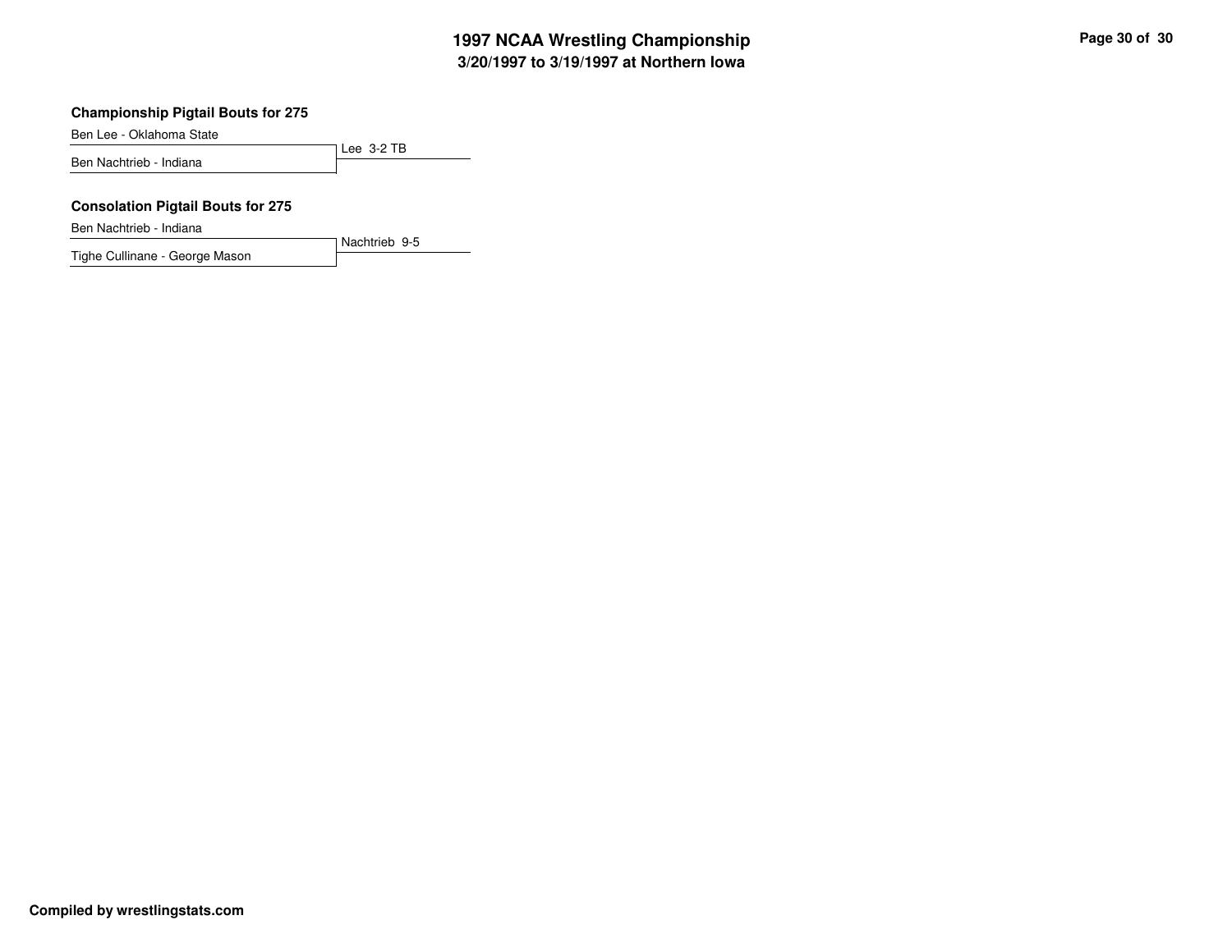### Championship Pigtail Bouts for 275

Ben Lee - Oklahoma State

Ben Nachtrieb - Indiana

Lee 3-2 TB

### Consolation Pigtail Bouts for 275

Ben Nachtrieb - Indiana

Tighe Cullinane - George Mason

Nachtrieb 9-5

**Compiled by wrestlingstats.com**